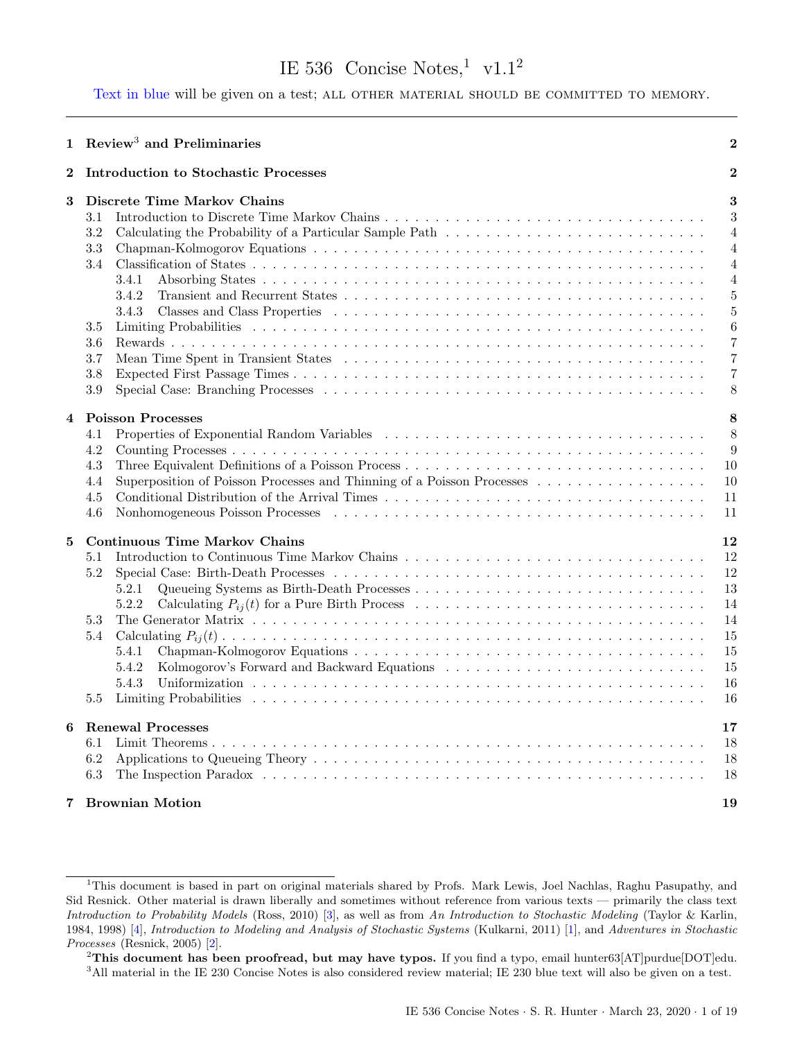# IE 536 Concise Notes,[1] v1.1[2]

Text in blue will be given on a test; ALL OTHER MATERIAL SHOULD BE COMMITTED TO MEMORY.

---

**1 Review[3] and Preliminaries** — 2

**2 Introduction to Stochastic Processes** — 2

**3 Discrete Time Markov Chains** — 3
- 3.1 Introduction to Discrete Time Markov Chains — 3
- 3.2 Calculating the Probability of a Particular Sample Path — 4
- 3.3 Chapman-Kolmogorov Equations — 4
- 3.4 Classification of States — 4
  - 3.4.1 Absorbing States — 4
  - 3.4.2 Transient and Recurrent States — 5
  - 3.4.3 Classes and Class Properties — 5
- 3.5 Limiting Probabilities — 6
- 3.6 Rewards — 7
- 3.7 Mean Time Spent in Transient States — 7
- 3.8 Expected First Passage Times — 7
- 3.9 Special Case: Branching Processes — 8

**4 Poisson Processes** — 8
- 4.1 Properties of Exponential Random Variables — 8
- 4.2 Counting Processes — 9
- 4.3 Three Equivalent Definitions of a Poisson Process — 10
- 4.4 Superposition of Poisson Processes and Thinning of a Poisson Processes — 10
- 4.5 Conditional Distribution of the Arrival Times — 11
- 4.6 Nonhomogeneous Poisson Processes — 11

**5 Continuous Time Markov Chains** — 12
- 5.1 Introduction to Continuous Time Markov Chains — 12
- 5.2 Special Case: Birth-Death Processes — 12
  - 5.2.1 Queueing Systems as Birth-Death Processes — 13
  - 5.2.2 Calculating $P_{ij}(t)$ for a Pure Birth Process — 14
- 5.3 The Generator Matrix — 14
- 5.4 Calculating $P_{ij}(t)$ — 15
  - 5.4.1 Chapman-Kolmogorov Equations — 15
  - 5.4.2 Kolmogorov's Forward and Backward Equations — 15
  - 5.4.3 Uniformization — 16
- 5.5 Limiting Probabilities — 16

**6 Renewal Processes** — 17
- 6.1 Limit Theorems — 18
- 6.2 Applications to Queueing Theory — 18
- 6.3 The Inspection Paradox — 18

**7 Brownian Motion** — 19

---

[1] This document is based in part on original materials shared by Profs. Mark Lewis, Joel Nachlas, Raghu Pasupathy, and Sid Resnick. Other material is drawn liberally and sometimes without reference from various texts — primarily the class text *Introduction to Probability Models* (Ross, 2010) [3], as well as from *An Introduction to Stochastic Modeling* (Taylor & Karlin, 1984, 1998) [4], *Introduction to Modeling and Analysis of Stochastic Systems* (Kulkarni, 2011) [1], and *Adventures in Stochastic Processes* (Resnick, 2005) [2].

[2] **This document has been proofread, but may have typos.** If you find a typo, email hunter63[AT]purdue[DOT]edu.

[3] All material in the IE 230 Concise Notes is also considered review material; IE 230 blue text will also be given on a test.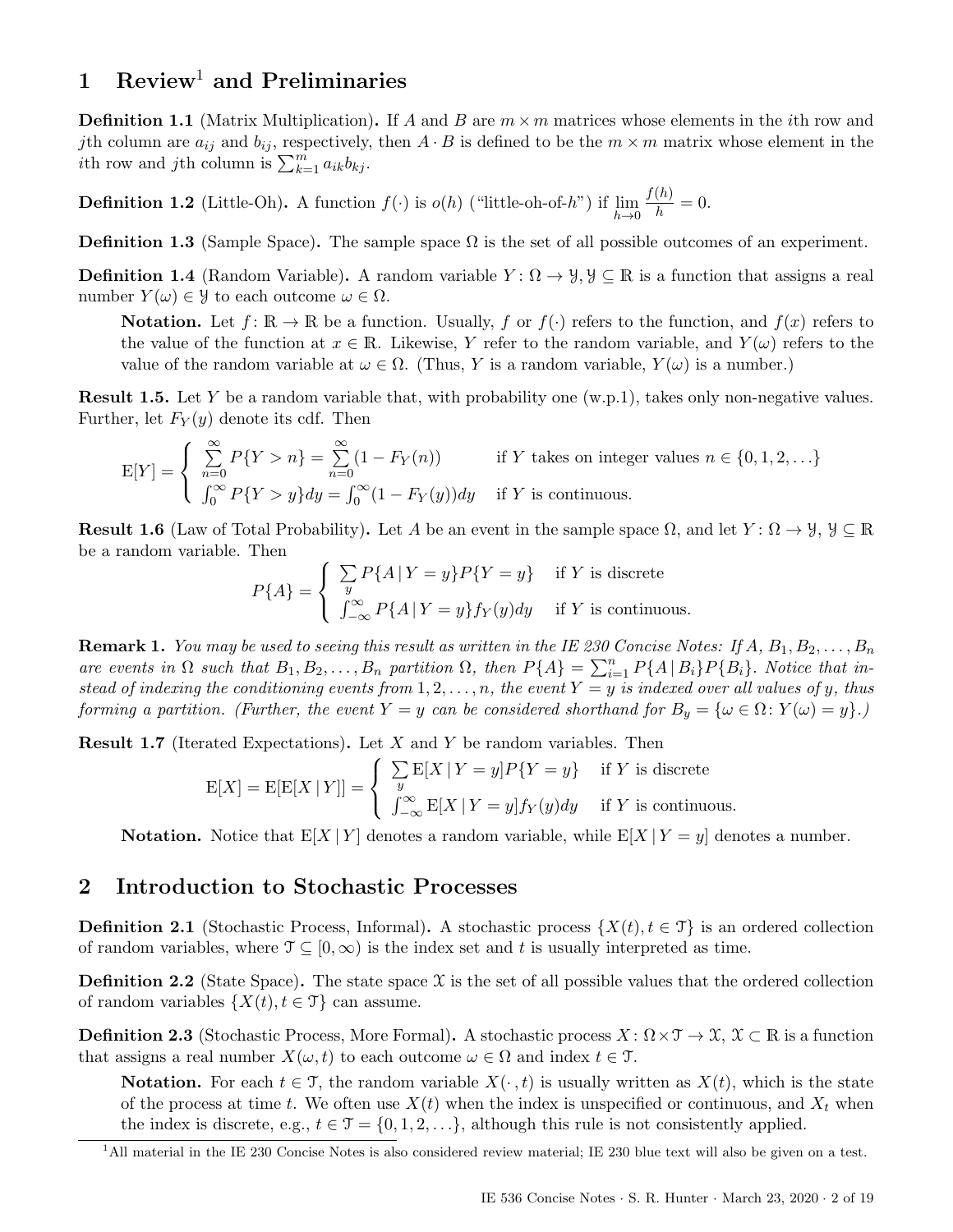# 1 Review[1] and Preliminaries

**Definition 1.1** (Matrix Multiplication)**.** If $A$ and $B$ are $m \times m$ matrices whose elements in the $i$th row and $j$th column are $a_{ij}$ and $b_{ij}$, respectively, then $A \cdot B$ is defined to be the $m \times m$ matrix whose element in the $i$th row and $j$th column is $\sum_{k=1}^{m} a_{ik} b_{kj}$.

**Definition 1.2** (Little-Oh)**.** A function $f(\cdot)$ is $o(h)$ ("little-oh-of-$h$") if $\lim_{h \to 0} \frac{f(h)}{h} = 0$.

**Definition 1.3** (Sample Space)**.** The sample space $\Omega$ is the set of all possible outcomes of an experiment.

**Definition 1.4** (Random Variable)**.** A random variable $Y \colon \Omega \to \mathcal{Y}, \mathcal{Y} \subseteq \mathbb{R}$ is a function that assigns a real number $Y(\omega) \in \mathcal{Y}$ to each outcome $\omega \in \Omega$.

> **Notation.** Let $f \colon \mathbb{R} \to \mathbb{R}$ be a function. Usually, $f$ or $f(\cdot)$ refers to the function, and $f(x)$ refers to the value of the function at $x \in \mathbb{R}$. Likewise, $Y$ refer to the random variable, and $Y(\omega)$ refers to the value of the random variable at $\omega \in \Omega$. (Thus, $Y$ is a random variable, $Y(\omega)$ is a number.)

**Result 1.5.** Let $Y$ be a random variable that, with probability one (w.p.1), takes only non-negative values. Further, let $F_Y(y)$ denote its cdf. Then

$$
\mathrm{E}[Y] = \begin{cases} \sum_{n=0}^{\infty} P\{Y > n\} = \sum_{n=0}^{\infty} (1 - F_Y(n)) & \text{if } Y \text{ takes on integer values } n \in \{0, 1, 2, \ldots\} \\ \int_0^{\infty} P\{Y > y\} dy = \int_0^{\infty} (1 - F_Y(y)) dy & \text{if } Y \text{ is continuous.} \end{cases}
$$

**Result 1.6** (Law of Total Probability)**.** Let $A$ be an event in the sample space $\Omega$, and let $Y \colon \Omega \to \mathcal{Y}$, $\mathcal{Y} \subseteq \mathbb{R}$ be a random variable. Then

$$
P\{A\} = \begin{cases} \sum_{y} P\{A \mid Y = y\} P\{Y = y\} & \text{if } Y \text{ is discrete} \\ \int_{-\infty}^{\infty} P\{A \mid Y = y\} f_Y(y) dy & \text{if } Y \text{ is continuous.} \end{cases}
$$

**Remark 1.** *You may be used to seeing this result as written in the IE 230 Concise Notes: If $A$, $B_1, B_2, \ldots, B_n$ are events in $\Omega$ such that $B_1, B_2, \ldots, B_n$ partition $\Omega$, then $P\{A\} = \sum_{i=1}^{n} P\{A \mid B_i\} P\{B_i\}$. Notice that instead of indexing the conditioning events from $1, 2, \ldots, n$, the event $Y = y$ is indexed over all values of $y$, thus forming a partition. (Further, the event $Y = y$ can be considered shorthand for $B_y = \{\omega \in \Omega \colon Y(\omega) = y\}$.)*

**Result 1.7** (Iterated Expectations)**.** Let $X$ and $Y$ be random variables. Then

$$
\mathrm{E}[X] = \mathrm{E}[\mathrm{E}[X \mid Y]] = \begin{cases} \sum_{y} \mathrm{E}[X \mid Y = y] P\{Y = y\} & \text{if } Y \text{ is discrete} \\ \int_{-\infty}^{\infty} \mathrm{E}[X \mid Y = y] f_Y(y) dy & \text{if } Y \text{ is continuous.} \end{cases}
$$

> **Notation.** Notice that $\mathrm{E}[X \mid Y]$ denotes a random variable, while $\mathrm{E}[X \mid Y = y]$ denotes a number.

# 2 Introduction to Stochastic Processes

**Definition 2.1** (Stochastic Process, Informal)**.** A stochastic process $\{X(t), t \in \mathcal{T}\}$ is an ordered collection of random variables, where $\mathcal{T} \subseteq [0, \infty)$ is the index set and $t$ is usually interpreted as time.

**Definition 2.2** (State Space)**.** The state space $\mathcal{X}$ is the set of all possible values that the ordered collection of random variables $\{X(t), t \in \mathcal{T}\}$ can assume.

**Definition 2.3** (Stochastic Process, More Formal)**.** A stochastic process $X \colon \Omega \times \mathcal{T} \to \mathcal{X}$, $\mathcal{X} \subset \mathbb{R}$ is a function that assigns a real number $X(\omega, t)$ to each outcome $\omega \in \Omega$ and index $t \in \mathcal{T}$.

> **Notation.** For each $t \in \mathcal{T}$, the random variable $X(\cdot, t)$ is usually written as $X(t)$, which is the state of the process at time $t$. We often use $X(t)$ when the index is unspecified or continuous, and $X_t$ when the index is discrete, e.g., $t \in \mathcal{T} = \{0, 1, 2, \ldots\}$, although this rule is not consistently applied.

[1] All material in the IE 230 Concise Notes is also considered review material; IE 230 blue text will also be given on a test.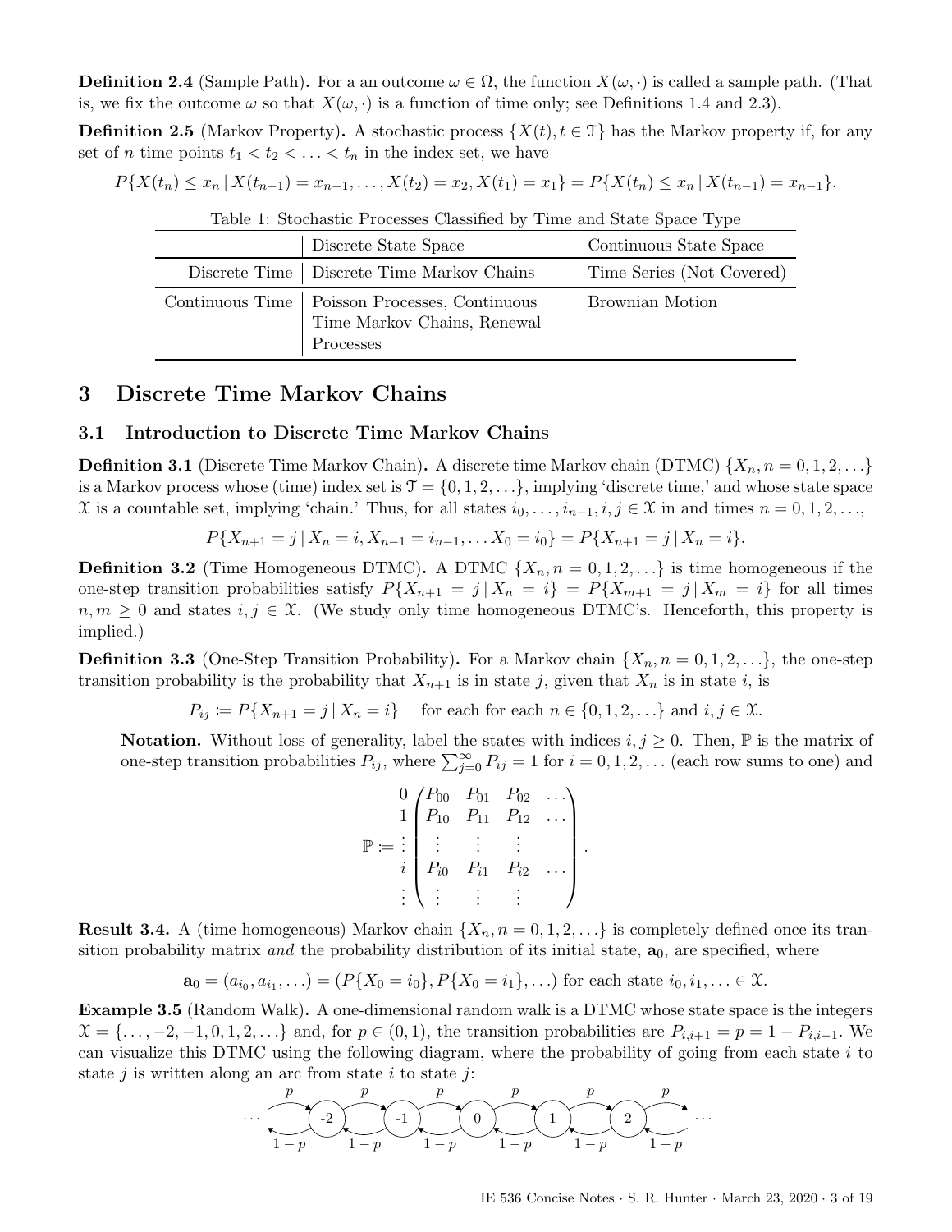**Definition 2.4** (Sample Path)**.** For a an outcome $\omega \in \Omega$, the function $X(\omega, \cdot)$ is called a sample path. (That is, we fix the outcome $\omega$ so that $X(\omega, \cdot)$ is a function of time only; see Definitions 1.4 and 2.3).

**Definition 2.5** (Markov Property)**.** A stochastic process $\{X(t), t \in \mathcal{T}\}$ has the Markov property if, for any set of $n$ time points $t_1 < t_2 < \ldots < t_n$ in the index set, we have

$$P\{X(t_n) \leq x_n \,|\, X(t_{n-1}) = x_{n-1}, \ldots, X(t_2) = x_2, X(t_1) = x_1\} = P\{X(t_n) \leq x_n \,|\, X(t_{n-1}) = x_{n-1}\}.$$

Table 1: Stochastic Processes Classified by Time and State Space Type

| | Discrete State Space | Continuous State Space |
|---|---|---|
| Discrete Time | Discrete Time Markov Chains | Time Series (Not Covered) |
| Continuous Time | Poisson Processes, Continuous Time Markov Chains, Renewal Processes | Brownian Motion |

# 3 Discrete Time Markov Chains

## 3.1 Introduction to Discrete Time Markov Chains

**Definition 3.1** (Discrete Time Markov Chain)**.** A discrete time Markov chain (DTMC) $\{X_n, n = 0, 1, 2, \ldots\}$ is a Markov process whose (time) index set is $\mathcal{T} = \{0, 1, 2, \ldots\}$, implying 'discrete time,' and whose state space $\mathcal{X}$ is a countable set, implying 'chain.' Thus, for all states $i_0, \ldots, i_{n-1}, i, j \in \mathcal{X}$ in and times $n = 0, 1, 2, \ldots$,

$$P\{X_{n+1} = j \,|\, X_n = i, X_{n-1} = i_{n-1}, \ldots X_0 = i_0\} = P\{X_{n+1} = j \,|\, X_n = i\}.$$

**Definition 3.2** (Time Homogeneous DTMC)**.** A DTMC $\{X_n, n = 0, 1, 2, \ldots\}$ is time homogeneous if the one-step transition probabilities satisfy $P\{X_{n+1} = j \,|\, X_n = i\} = P\{X_{m+1} = j \,|\, X_m = i\}$ for all times $n, m \geq 0$ and states $i, j \in \mathcal{X}$. (We study only time homogeneous DTMC's. Henceforth, this property is implied.)

**Definition 3.3** (One-Step Transition Probability)**.** For a Markov chain $\{X_n, n = 0, 1, 2, \ldots\}$, the one-step transition probability is the probability that $X_{n+1}$ is in state $j$, given that $X_n$ is in state $i$, is

$$P_{ij} \coloneqq P\{X_{n+1} = j \,|\, X_n = i\} \quad \text{for each for each } n \in \{0, 1, 2, \ldots\} \text{ and } i, j \in \mathcal{X}.$$

**Notation.** Without loss of generality, label the states with indices $i, j \geq 0$. Then, $\mathbb{P}$ is the matrix of one-step transition probabilities $P_{ij}$, where $\sum_{j=0}^{\infty} P_{ij} = 1$ for $i = 0, 1, 2, \ldots$ (each row sums to one) and

$$\mathbb{P} \coloneqq \begin{matrix} 0 \\ 1 \\ \vdots \\ i \\ \vdots \end{matrix} \begin{pmatrix} P_{00} & P_{01} & P_{02} & \ldots \\ P_{10} & P_{11} & P_{12} & \ldots \\ \vdots & \vdots & \vdots & \\ P_{i0} & P_{i1} & P_{i2} & \ldots \\ \vdots & \vdots & \vdots & \end{pmatrix}.$$

**Result 3.4.** A (time homogeneous) Markov chain $\{X_n, n = 0, 1, 2, \ldots\}$ is completely defined once its transition probability matrix *and* the probability distribution of its initial state, $\mathbf{a}_0$, are specified, where

$$\mathbf{a}_0 = (a_{i_0}, a_{i_1}, \ldots) = (P\{X_0 = i_0\}, P\{X_0 = i_1\}, \ldots) \text{ for each state } i_0, i_1, \ldots \in \mathcal{X}.$$

**Example 3.5** (Random Walk)**.** A one-dimensional random walk is a DTMC whose state space is the integers $\mathcal{X} = \{\ldots, -2, -1, 0, 1, 2, \ldots\}$ and, for $p \in (0, 1)$, the transition probabilities are $P_{i,i+1} = p = 1 - P_{i,i-1}$. We can visualize this DTMC using the following diagram, where the probability of going from each state $i$ to state $j$ is written along an arc from state $i$ to state $j$:

$$\cdots \underset{1-p}{\overset{p}{\rightleftarrows}} (-2) \underset{1-p}{\overset{p}{\rightleftarrows}} (-1) \underset{1-p}{\overset{p}{\rightleftarrows}} (0) \underset{1-p}{\overset{p}{\rightleftarrows}} (1) \underset{1-p}{\overset{p}{\rightleftarrows}} (2) \underset{1-p}{\overset{p}{\rightleftarrows}} \cdots$$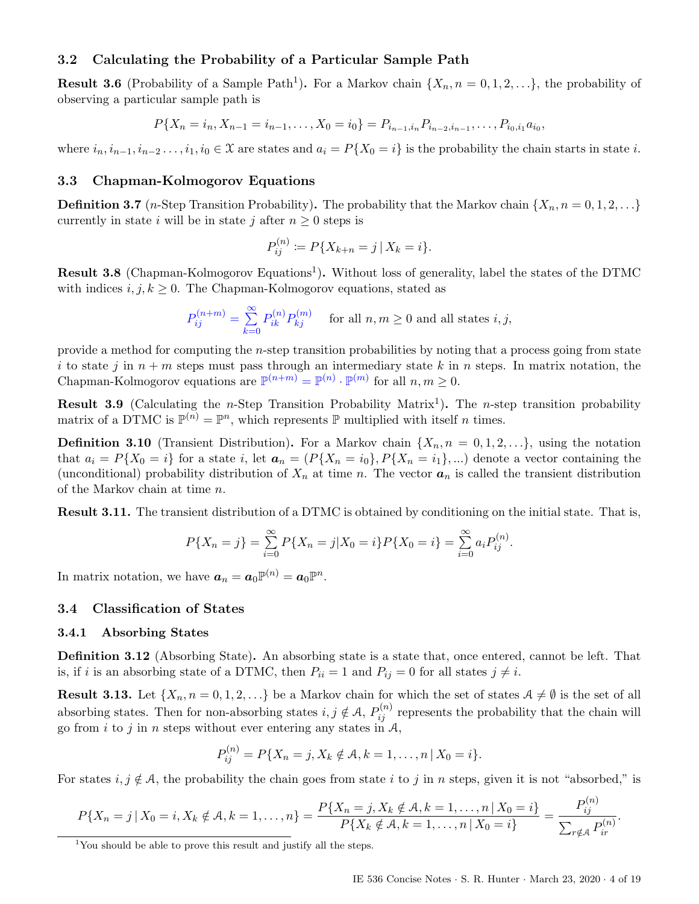## 3.2 Calculating the Probability of a Particular Sample Path

**Result 3.6** (Probability of a Sample Path[1])**.** For a Markov chain $\{X_n, n = 0, 1, 2, \ldots\}$, the probability of observing a particular sample path is

$$P\{X_n = i_n, X_{n-1} = i_{n-1}, \ldots, X_0 = i_0\} = P_{i_{n-1},i_n} P_{i_{n-2},i_{n-1}}, \ldots, P_{i_0,i_1} a_{i_0},$$

where $i_n, i_{n-1}, i_{n-2} \ldots, i_1, i_0 \in \mathcal{X}$ are states and $a_i = P\{X_0 = i\}$ is the probability the chain starts in state $i$.

## 3.3 Chapman-Kolmogorov Equations

**Definition 3.7** ($n$-Step Transition Probability)**.** The probability that the Markov chain $\{X_n, n = 0, 1, 2, \ldots\}$ currently in state $i$ will be in state $j$ after $n \geq 0$ steps is

$$P_{ij}^{(n)} \coloneqq P\{X_{k+n} = j \,|\, X_k = i\}.$$

**Result 3.8** (Chapman-Kolmogorov Equations[1])**.** Without loss of generality, label the states of the DTMC with indices $i, j, k \geq 0$. The Chapman-Kolmogorov equations, stated as

$$P_{ij}^{(n+m)} = \sum_{k=0}^{\infty} P_{ik}^{(n)} P_{kj}^{(m)} \quad \text{for all } n, m \geq 0 \text{ and all states } i, j,$$

provide a method for computing the $n$-step transition probabilities by noting that a process going from state $i$ to state $j$ in $n + m$ steps must pass through an intermediary state $k$ in $n$ steps. In matrix notation, the Chapman-Kolmogorov equations are $\mathbb{P}^{(n+m)} = \mathbb{P}^{(n)} \cdot \mathbb{P}^{(m)}$ for all $n, m \geq 0$.

**Result 3.9** (Calculating the $n$-Step Transition Probability Matrix[1])**.** The $n$-step transition probability matrix of a DTMC is $\mathbb{P}^{(n)} = \mathbb{P}^n$, which represents $\mathbb{P}$ multiplied with itself $n$ times.

**Definition 3.10** (Transient Distribution)**.** For a Markov chain $\{X_n, n = 0, 1, 2, \ldots\}$, using the notation that $a_i = P\{X_0 = i\}$ for a state $i$, let $\boldsymbol{a}_n = (P\{X_n = i_0\}, P\{X_n = i_1\}, \ldots)$ denote a vector containing the (unconditional) probability distribution of $X_n$ at time $n$. The vector $\boldsymbol{a}_n$ is called the transient distribution of the Markov chain at time $n$.

**Result 3.11.** The transient distribution of a DTMC is obtained by conditioning on the initial state. That is,

$$P\{X_n = j\} = \sum_{i=0}^{\infty} P\{X_n = j | X_0 = i\} P\{X_0 = i\} = \sum_{i=0}^{\infty} a_i P_{ij}^{(n)}.$$

In matrix notation, we have $\boldsymbol{a}_n = \boldsymbol{a}_0 \mathbb{P}^{(n)} = \boldsymbol{a}_0 \mathbb{P}^n$.

## 3.4 Classification of States

### 3.4.1 Absorbing States

**Definition 3.12** (Absorbing State)**.** An absorbing state is a state that, once entered, cannot be left. That is, if $i$ is an absorbing state of a DTMC, then $P_{ii} = 1$ and $P_{ij} = 0$ for all states $j \neq i$.

**Result 3.13.** Let $\{X_n, n = 0, 1, 2, \ldots\}$ be a Markov chain for which the set of states $\mathcal{A} \neq \emptyset$ is the set of all absorbing states. Then for non-absorbing states $i, j \notin \mathcal{A}$, $P_{ij}^{(n)}$ represents the probability that the chain will go from $i$ to $j$ in $n$ steps without ever entering any states in $\mathcal{A}$,

$$P_{ij}^{(n)} = P\{X_n = j, X_k \notin \mathcal{A}, k = 1, \ldots, n \,|\, X_0 = i\}.$$

For states $i, j \notin \mathcal{A}$, the probability the chain goes from state $i$ to $j$ in $n$ steps, given it is not "absorbed," is

$$P\{X_n = j \,|\, X_0 = i, X_k \notin \mathcal{A}, k = 1, \ldots, n\} = \frac{P\{X_n = j, X_k \notin \mathcal{A}, k = 1, \ldots, n \,|\, X_0 = i\}}{P\{X_k \notin \mathcal{A}, k = 1, \ldots, n \,|\, X_0 = i\}} = \frac{P_{ij}^{(n)}}{\sum_{r \notin \mathcal{A}} P_{ir}^{(n)}}.$$

[1] You should be able to prove this result and justify all the steps.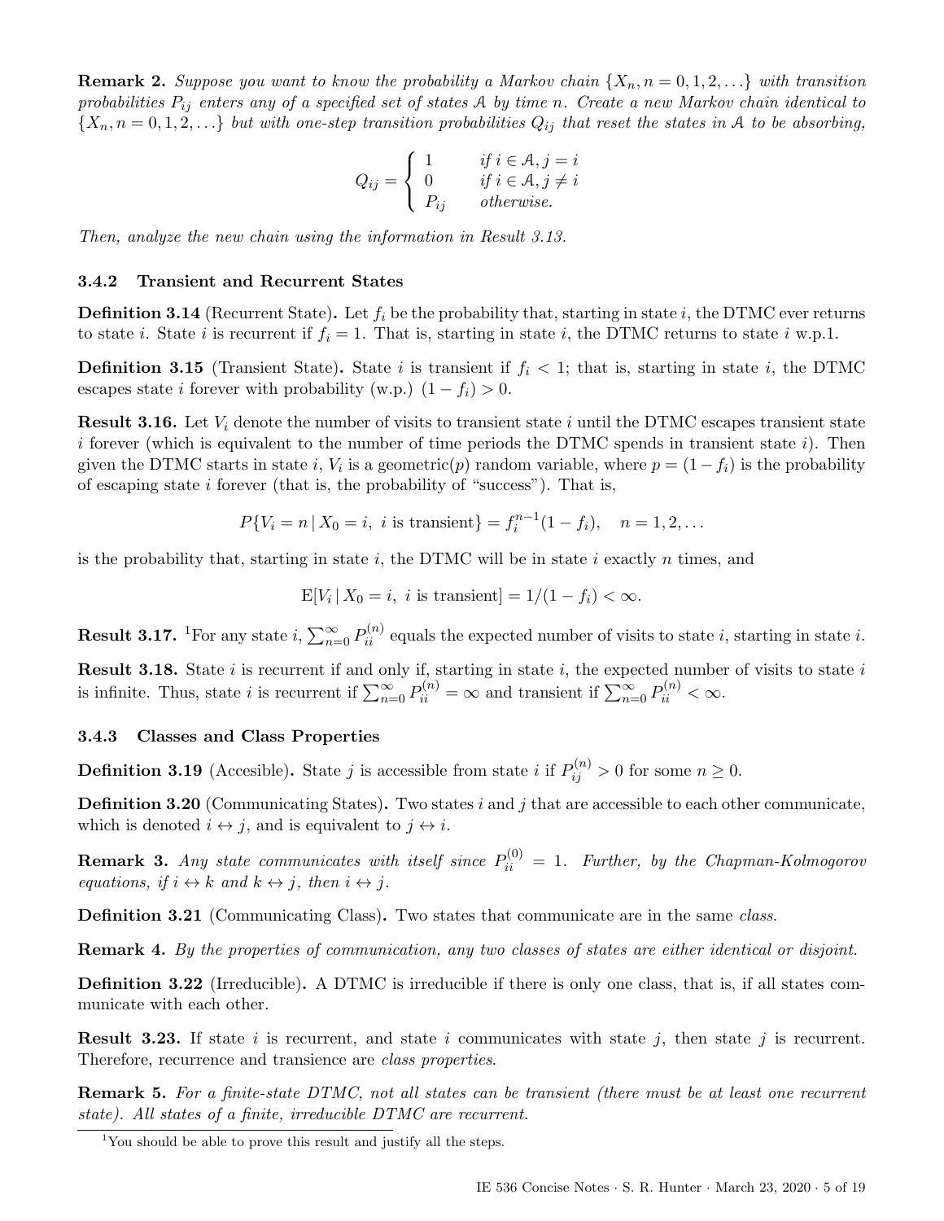**Remark 2.** *Suppose you want to know the probability a Markov chain $\{X_n, n = 0, 1, 2, \ldots\}$ with transition probabilities $P_{ij}$ enters any of a specified set of states $\mathcal{A}$ by time $n$. Create a new Markov chain identical to $\{X_n, n = 0, 1, 2, \ldots\}$ but with one-step transition probabilities $Q_{ij}$ that reset the states in $\mathcal{A}$ to be absorbing,*

$$Q_{ij} = \begin{cases} 1 & \text{if } i \in \mathcal{A}, j = i \\ 0 & \text{if } i \in \mathcal{A}, j \neq i \\ P_{ij} & \text{otherwise.} \end{cases}$$

*Then, analyze the new chain using the information in Result 3.13.*

### 3.4.2 Transient and Recurrent States

**Definition 3.14** (Recurrent State)**.** Let $f_i$ be the probability that, starting in state $i$, the DTMC ever returns to state $i$. State $i$ is recurrent if $f_i = 1$. That is, starting in state $i$, the DTMC returns to state $i$ w.p.1.

**Definition 3.15** (Transient State)**.** State $i$ is transient if $f_i < 1$; that is, starting in state $i$, the DTMC escapes state $i$ forever with probability (w.p.) $(1 - f_i) > 0$.

**Result 3.16.** Let $V_i$ denote the number of visits to transient state $i$ until the DTMC escapes transient state $i$ forever (which is equivalent to the number of time periods the DTMC spends in transient state $i$). Then given the DTMC starts in state $i$, $V_i$ is a geometric($p$) random variable, where $p = (1 - f_i)$ is the probability of escaping state $i$ forever (that is, the probability of "success"). That is,

$$P\{V_i = n \,|\, X_0 = i,\ i \text{ is transient}\} = f_i^{n-1}(1 - f_i), \quad n = 1, 2, \ldots$$

is the probability that, starting in state $i$, the DTMC will be in state $i$ exactly $n$ times, and

$$\mathrm{E}[V_i \,|\, X_0 = i,\ i \text{ is transient}] = 1/(1 - f_i) < \infty.$$

**Result 3.17.** [1]For any state $i$, $\sum_{n=0}^{\infty} P_{ii}^{(n)}$ equals the expected number of visits to state $i$, starting in state $i$.

**Result 3.18.** State $i$ is recurrent if and only if, starting in state $i$, the expected number of visits to state $i$ is infinite. Thus, state $i$ is recurrent if $\sum_{n=0}^{\infty} P_{ii}^{(n)} = \infty$ and transient if $\sum_{n=0}^{\infty} P_{ii}^{(n)} < \infty$.

### 3.4.3 Classes and Class Properties

**Definition 3.19** (Accesible)**.** State $j$ is accessible from state $i$ if $P_{ij}^{(n)} > 0$ for some $n \geq 0$.

**Definition 3.20** (Communicating States)**.** Two states $i$ and $j$ that are accessible to each other communicate, which is denoted $i \leftrightarrow j$, and is equivalent to $j \leftrightarrow i$.

**Remark 3.** *Any state communicates with itself since $P_{ii}^{(0)} = 1$. Further, by the Chapman-Kolmogorov equations, if $i \leftrightarrow k$ and $k \leftrightarrow j$, then $i \leftrightarrow j$.*

**Definition 3.21** (Communicating Class)**.** Two states that communicate are in the same *class*.

**Remark 4.** *By the properties of communication, any two classes of states are either identical or disjoint.*

**Definition 3.22** (Irreducible)**.** A DTMC is irreducible if there is only one class, that is, if all states communicate with each other.

**Result 3.23.** If state $i$ is recurrent, and state $i$ communicates with state $j$, then state $j$ is recurrent. Therefore, recurrence and transience are *class properties*.

**Remark 5.** *For a finite-state DTMC, not all states can be transient (there must be at least one recurrent state). All states of a finite, irreducible DTMC are recurrent.*

[1]You should be able to prove this result and justify all the steps.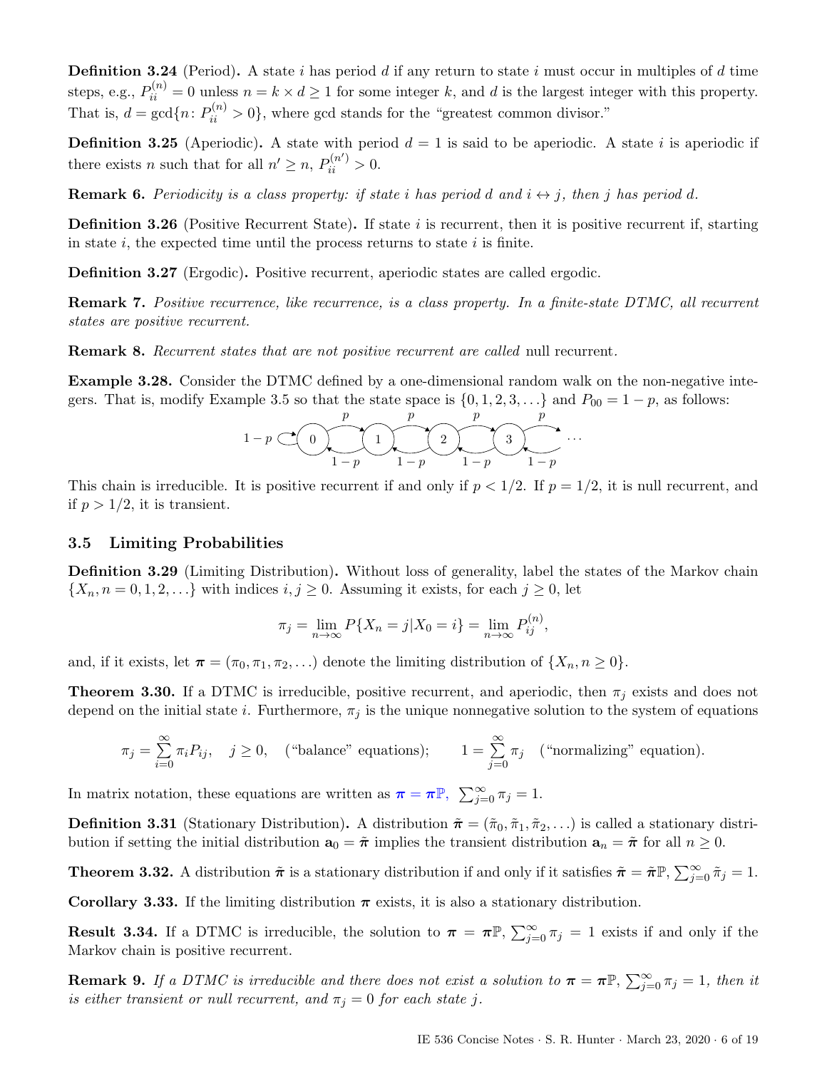**Definition 3.24** (Period)**.** A state $i$ has period $d$ if any return to state $i$ must occur in multiples of $d$ time steps, e.g., $P_{ii}^{(n)} = 0$ unless $n = k \times d \geq 1$ for some integer $k$, and $d$ is the largest integer with this property. That is, $d = \gcd\{n\colon P_{ii}^{(n)} > 0\}$, where gcd stands for the "greatest common divisor."

**Definition 3.25** (Aperiodic)**.** A state with period $d = 1$ is said to be aperiodic. A state $i$ is aperiodic if there exists $n$ such that for all $n' \geq n$, $P_{ii}^{(n')} > 0$.

**Remark 6.** *Periodicity is a class property: if state $i$ has period $d$ and $i \leftrightarrow j$, then $j$ has period $d$.*

**Definition 3.26** (Positive Recurrent State)**.** If state $i$ is recurrent, then it is positive recurrent if, starting in state $i$, the expected time until the process returns to state $i$ is finite.

**Definition 3.27** (Ergodic)**.** Positive recurrent, aperiodic states are called ergodic.

**Remark 7.** *Positive recurrence, like recurrence, is a class property. In a finite-state DTMC, all recurrent states are positive recurrent.*

**Remark 8.** *Recurrent states that are not positive recurrent are called* null recurrent*.*

**Example 3.28.** Consider the DTMC defined by a one-dimensional random walk on the non-negative integers. That is, modify Example 3.5 so that the state space is $\{0, 1, 2, 3, \ldots\}$ and $P_{00} = 1 - p$, as follows:

$$1-p \circlearrowleft (0) \underset{1-p}{\overset{p}{\rightleftarrows}} (1) \underset{1-p}{\overset{p}{\rightleftarrows}} (2) \underset{1-p}{\overset{p}{\rightleftarrows}} (3) \underset{1-p}{\overset{p}{\rightleftarrows}} \cdots$$

This chain is irreducible. It is positive recurrent if and only if $p < 1/2$. If $p = 1/2$, it is null recurrent, and if $p > 1/2$, it is transient.

## 3.5 Limiting Probabilities

**Definition 3.29** (Limiting Distribution)**.** Without loss of generality, label the states of the Markov chain $\{X_n, n = 0, 1, 2, \ldots\}$ with indices $i, j \geq 0$. Assuming it exists, for each $j \geq 0$, let

$$\pi_j = \lim_{n\to\infty} P\{X_n = j | X_0 = i\} = \lim_{n\to\infty} P_{ij}^{(n)},$$

and, if it exists, let $\boldsymbol{\pi} = (\pi_0, \pi_1, \pi_2, \ldots)$ denote the limiting distribution of $\{X_n, n \geq 0\}$.

**Theorem 3.30.** If a DTMC is irreducible, positive recurrent, and aperiodic, then $\pi_j$ exists and does not depend on the initial state $i$. Furthermore, $\pi_j$ is the unique nonnegative solution to the system of equations

$$\pi_j = \sum_{i=0}^{\infty} \pi_i P_{ij}, \quad j \geq 0, \quad (\text{"balance" equations}); \qquad 1 = \sum_{j=0}^{\infty} \pi_j \quad (\text{"normalizing" equation}).$$

In matrix notation, these equations are written as $\boldsymbol{\pi} = \boldsymbol{\pi}\mathbb{P}$, $\sum_{j=0}^{\infty} \pi_j = 1$.

**Definition 3.31** (Stationary Distribution)**.** A distribution $\tilde{\boldsymbol{\pi}} = (\tilde{\pi}_0, \tilde{\pi}_1, \tilde{\pi}_2, \ldots)$ is called a stationary distribution if setting the initial distribution $\mathbf{a}_0 = \tilde{\boldsymbol{\pi}}$ implies the transient distribution $\mathbf{a}_n = \tilde{\boldsymbol{\pi}}$ for all $n \geq 0$.

**Theorem 3.32.** A distribution $\tilde{\boldsymbol{\pi}}$ is a stationary distribution if and only if it satisfies $\tilde{\boldsymbol{\pi}} = \tilde{\boldsymbol{\pi}}\mathbb{P}$, $\sum_{j=0}^{\infty} \tilde{\pi}_j = 1$.

**Corollary 3.33.** If the limiting distribution $\boldsymbol{\pi}$ exists, it is also a stationary distribution.

**Result 3.34.** If a DTMC is irreducible, the solution to $\boldsymbol{\pi} = \boldsymbol{\pi}\mathbb{P}$, $\sum_{j=0}^{\infty} \pi_j = 1$ exists if and only if the Markov chain is positive recurrent.

**Remark 9.** *If a DTMC is irreducible and there does not exist a solution to $\boldsymbol{\pi} = \boldsymbol{\pi}\mathbb{P}$, $\sum_{j=0}^{\infty} \pi_j = 1$, then it is either transient or null recurrent, and $\pi_j = 0$ for each state $j$.*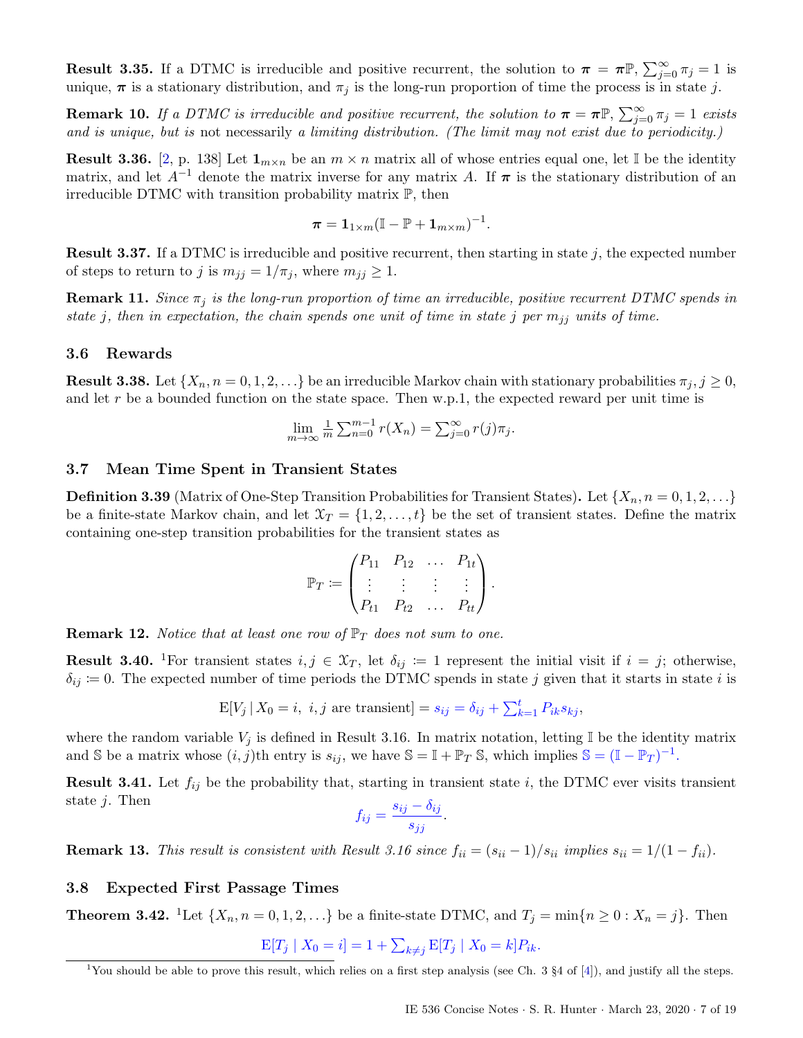**Result 3.35.** If a DTMC is irreducible and positive recurrent, the solution to $\boldsymbol{\pi} = \boldsymbol{\pi}\mathbb{P}$, $\sum_{j=0}^{\infty} \pi_j = 1$ is unique, $\boldsymbol{\pi}$ is a stationary distribution, and $\pi_j$ is the long-run proportion of time the process is in state $j$.

**Remark 10.** *If a DTMC is irreducible and positive recurrent, the solution to $\boldsymbol{\pi} = \boldsymbol{\pi}\mathbb{P}$, $\sum_{j=0}^{\infty} \pi_j = 1$ exists and is unique, but is* not necessarily *a limiting distribution. (The limit may not exist due to periodicity.)*

**Result 3.36.** [2, p. 138] Let $\mathbf{1}_{m\times n}$ be an $m \times n$ matrix all of whose entries equal one, let $\mathbb{I}$ be the identity matrix, and let $A^{-1}$ denote the matrix inverse for any matrix $A$. If $\boldsymbol{\pi}$ is the stationary distribution of an irreducible DTMC with transition probability matrix $\mathbb{P}$, then

$$\boldsymbol{\pi} = \mathbf{1}_{1\times m}(\mathbb{I} - \mathbb{P} + \mathbf{1}_{m\times m})^{-1}.$$

**Result 3.37.** If a DTMC is irreducible and positive recurrent, then starting in state $j$, the expected number of steps to return to $j$ is $m_{jj} = 1/\pi_j$, where $m_{jj} \geq 1$.

**Remark 11.** *Since $\pi_j$ is the long-run proportion of time an irreducible, positive recurrent DTMC spends in state $j$, then in expectation, the chain spends one unit of time in state $j$ per $m_{jj}$ units of time.*

### 3.6 Rewards

**Result 3.38.** Let $\{X_n, n = 0, 1, 2, \ldots\}$ be an irreducible Markov chain with stationary probabilities $\pi_j, j \geq 0$, and let $r$ be a bounded function on the state space. Then w.p.1, the expected reward per unit time is

$$\lim_{m\to\infty} \tfrac{1}{m} \textstyle\sum_{n=0}^{m-1} r(X_n) = \sum_{j=0}^{\infty} r(j)\pi_j.$$

### 3.7 Mean Time Spent in Transient States

**Definition 3.39** (Matrix of One-Step Transition Probabilities for Transient States)**.** Let $\{X_n, n = 0, 1, 2, \ldots\}$ be a finite-state Markov chain, and let $\mathcal{X}_T = \{1, 2, \ldots, t\}$ be the set of transient states. Define the matrix containing one-step transition probabilities for the transient states as

$$\mathbb{P}_T \coloneqq \begin{pmatrix} P_{11} & P_{12} & \ldots & P_{1t} \\ \vdots & \vdots & \vdots & \vdots \\ P_{t1} & P_{t2} & \ldots & P_{tt} \end{pmatrix}.$$

**Remark 12.** *Notice that at least one row of $\mathbb{P}_T$ does not sum to one.*

**Result 3.40.** [1]For transient states $i, j \in \mathcal{X}_T$, let $\delta_{ij} \coloneqq 1$ represent the initial visit if $i = j$; otherwise, $\delta_{ij} \coloneqq 0$. The expected number of time periods the DTMC spends in state $j$ given that it starts in state $i$ is

$$\mathrm{E}[V_j \,|\, X_0 = i,\ i, j \text{ are transient}] = s_{ij} = \delta_{ij} + \textstyle\sum_{k=1}^{t} P_{ik}s_{kj},$$

where the random variable $V_j$ is defined in Result 3.16. In matrix notation, letting $\mathbb{I}$ be the identity matrix and $\mathbb{S}$ be a matrix whose $(i, j)$th entry is $s_{ij}$, we have $\mathbb{S} = \mathbb{I} + \mathbb{P}_T\,\mathbb{S}$, which implies $\mathbb{S} = (\mathbb{I} - \mathbb{P}_T)^{-1}$.

**Result 3.41.** Let $f_{ij}$ be the probability that, starting in transient state $i$, the DTMC ever visits transient state $j$. Then

$$f_{ij} = \frac{s_{ij} - \delta_{ij}}{s_{jj}}.$$

**Remark 13.** *This result is consistent with Result 3.16 since $f_{ii} = (s_{ii} - 1)/s_{ii}$ implies $s_{ii} = 1/(1 - f_{ii})$.*

### 3.8 Expected First Passage Times

**Theorem 3.42.** [1]Let $\{X_n, n = 0, 1, 2, \ldots\}$ be a finite-state DTMC, and $T_j = \min\{n \geq 0 : X_n = j\}$. Then

$$\mathrm{E}[T_j \mid X_0 = i] = 1 + \textstyle\sum_{k\neq j} \mathrm{E}[T_j \mid X_0 = k]P_{ik}.$$

[1] You should be able to prove this result, which relies on a first step analysis (see Ch. 3 §4 of [4]), and justify all the steps.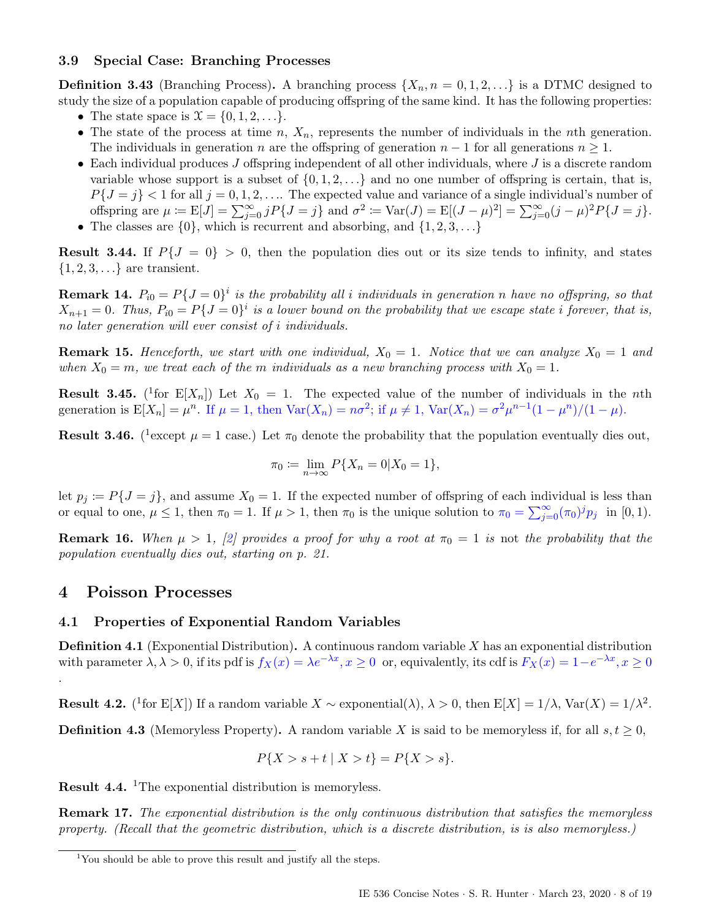### 3.9 Special Case: Branching Processes

**Definition 3.43** (Branching Process)**.** A branching process $\{X_n, n = 0, 1, 2, \ldots\}$ is a DTMC designed to study the size of a population capable of producing offspring of the same kind. It has the following properties:

- The state space is $\mathcal{X} = \{0, 1, 2, \ldots\}$.
- The state of the process at time $n$, $X_n$, represents the number of individuals in the $n$th generation. The individuals in generation $n$ are the offspring of generation $n-1$ for all generations $n \geq 1$.
- Each individual produces $J$ offspring independent of all other individuals, where $J$ is a discrete random variable whose support is a subset of $\{0, 1, 2, \ldots\}$ and no one number of offspring is certain, that is, $P\{J = j\} < 1$ for all $j = 0, 1, 2, \ldots$. The expected value and variance of a single individual's number of offspring are $\mu := \mathrm{E}[J] = \sum_{j=0}^{\infty} jP\{J = j\}$ and $\sigma^2 := \mathrm{Var}(J) = \mathrm{E}[(J-\mu)^2] = \sum_{j=0}^{\infty}(j-\mu)^2 P\{J = j\}$.
- The classes are $\{0\}$, which is recurrent and absorbing, and $\{1, 2, 3, \ldots\}$

**Result 3.44.** If $P\{J = 0\} > 0$, then the population dies out or its size tends to infinity, and states $\{1, 2, 3, \ldots\}$ are transient.

**Remark 14.** *$P_{i0} = P\{J = 0\}^i$ is the probability all $i$ individuals in generation $n$ have no offspring, so that $X_{n+1} = 0$. Thus, $P_{i0} = P\{J = 0\}^i$ is a lower bound on the probability that we escape state $i$ forever, that is, no later generation will ever consist of $i$ individuals.*

**Remark 15.** *Henceforth, we start with one individual, $X_0 = 1$. Notice that we can analyze $X_0 = 1$ and when $X_0 = m$, we treat each of the $m$ individuals as a new branching process with $X_0 = 1$.*

**Result 3.45.** ([1]for $\mathrm{E}[X_n]$) Let $X_0 = 1$. The expected value of the number of individuals in the $n$th generation is $\mathrm{E}[X_n] = \mu^n$. If $\mu = 1$, then $\mathrm{Var}(X_n) = n\sigma^2$; if $\mu \neq 1$, $\mathrm{Var}(X_n) = \sigma^2\mu^{n-1}(1-\mu^n)/(1-\mu)$.

**Result 3.46.** ([1]except $\mu = 1$ case.) Let $\pi_0$ denote the probability that the population eventually dies out,

$$\pi_0 := \lim_{n\to\infty} P\{X_n = 0 | X_0 = 1\},$$

let $p_j := P\{J = j\}$, and assume $X_0 = 1$. If the expected number of offspring of each individual is less than or equal to one, $\mu \leq 1$, then $\pi_0 = 1$. If $\mu > 1$, then $\pi_0$ is the unique solution to $\pi_0 = \sum_{j=0}^{\infty}(\pi_0)^j p_j$ in $[0, 1)$.

**Remark 16.** *When $\mu > 1$, [2] provides a proof for why a root at $\pi_0 = 1$ is* not *the probability that the population eventually dies out, starting on p. 21.*

## 4 Poisson Processes

### 4.1 Properties of Exponential Random Variables

**Definition 4.1** (Exponential Distribution)**.** A continuous random variable $X$ has an exponential distribution with parameter $\lambda, \lambda > 0$, if its pdf is $f_X(x) = \lambda e^{-\lambda x}, x \geq 0$ or, equivalently, its cdf is $F_X(x) = 1 - e^{-\lambda x}, x \geq 0$ .

**Result 4.2.** ([1]for $\mathrm{E}[X]$) If a random variable $X \sim$ exponential$(\lambda)$, $\lambda > 0$, then $\mathrm{E}[X] = 1/\lambda$, $\mathrm{Var}(X) = 1/\lambda^2$.

**Definition 4.3** (Memoryless Property)**.** A random variable $X$ is said to be memoryless if, for all $s, t \geq 0$,

$$P\{X > s + t \mid X > t\} = P\{X > s\}.$$

**Result 4.4.** [1]The exponential distribution is memoryless.

**Remark 17.** *The exponential distribution is the only continuous distribution that satisfies the memoryless property. (Recall that the geometric distribution, which is a discrete distribution, is also memoryless.)*

---

[1] You should be able to prove this result and justify all the steps.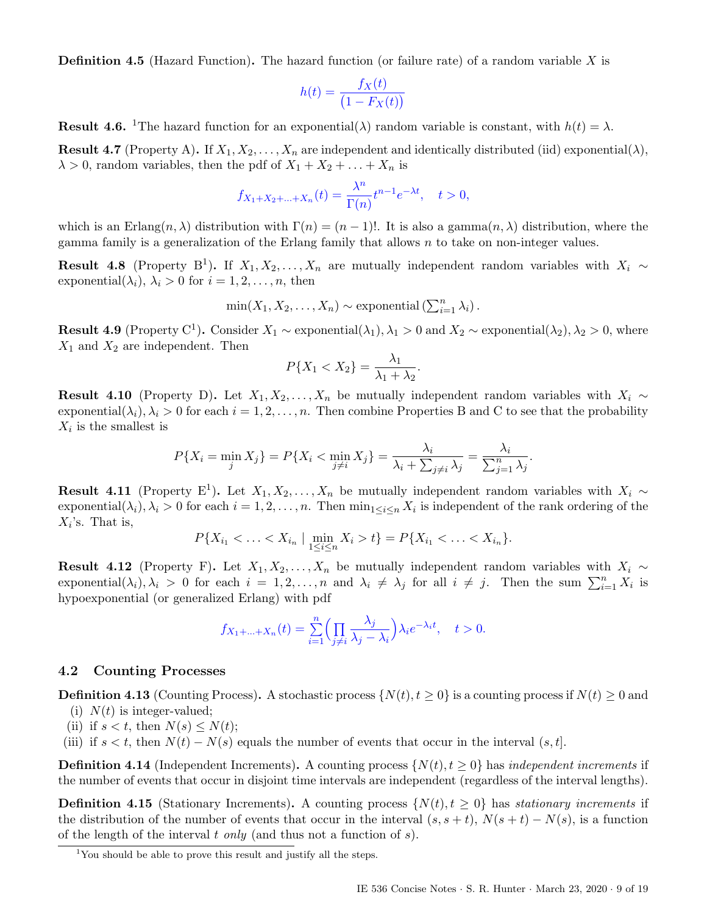**Definition 4.5** (Hazard Function)**.** The hazard function (or failure rate) of a random variable $X$ is

$$h(t) = \frac{f_X(t)}{\big(1 - F_X(t)\big)}$$

**Result 4.6.** [1]The hazard function for an exponential($\lambda$) random variable is constant, with $h(t) = \lambda$.

**Result 4.7** (Property A)**.** If $X_1, X_2, \ldots, X_n$ are independent and identically distributed (iid) exponential($\lambda$), $\lambda > 0$, random variables, then the pdf of $X_1 + X_2 + \ldots + X_n$ is

$$f_{X_1+X_2+\ldots+X_n}(t) = \frac{\lambda^n}{\Gamma(n)} t^{n-1} e^{-\lambda t}, \quad t > 0,$$

which is an Erlang($n, \lambda$) distribution with $\Gamma(n) = (n-1)!$. It is also a gamma($n, \lambda$) distribution, where the gamma family is a generalization of the Erlang family that allows $n$ to take on non-integer values.

**Result 4.8** (Property B[1])**.** If $X_1, X_2, \ldots, X_n$ are mutually independent random variables with $X_i \sim$ exponential($\lambda_i$), $\lambda_i > 0$ for $i = 1, 2, \ldots, n$, then

$$\min(X_1, X_2, \ldots, X_n) \sim \text{exponential}\left(\textstyle\sum_{i=1}^n \lambda_i\right).$$

**Result 4.9** (Property C[1])**.** Consider $X_1 \sim$ exponential($\lambda_1$), $\lambda_1 > 0$ and $X_2 \sim$ exponential($\lambda_2$), $\lambda_2 > 0$, where $X_1$ and $X_2$ are independent. Then

$$P\{X_1 < X_2\} = \frac{\lambda_1}{\lambda_1 + \lambda_2}.$$

**Result 4.10** (Property D)**.** Let $X_1, X_2, \ldots, X_n$ be mutually independent random variables with $X_i \sim$ exponential($\lambda_i$), $\lambda_i > 0$ for each $i = 1, 2, \ldots, n$. Then combine Properties B and C to see that the probability $X_i$ is the smallest is

$$P\{X_i = \min_j X_j\} = P\{X_i < \min_{j \neq i} X_j\} = \frac{\lambda_i}{\lambda_i + \sum_{j \neq i} \lambda_j} = \frac{\lambda_i}{\sum_{j=1}^n \lambda_j}.$$

**Result 4.11** (Property E[1])**.** Let $X_1, X_2, \ldots, X_n$ be mutually independent random variables with $X_i \sim$ exponential($\lambda_i$), $\lambda_i > 0$ for each $i = 1, 2, \ldots, n$. Then $\min_{1 \leq i \leq n} X_i$ is independent of the rank ordering of the $X_i$'s. That is,

$$P\{X_{i_1} < \ldots < X_{i_n} \mid \min_{1 \leq i \leq n} X_i > t\} = P\{X_{i_1} < \ldots < X_{i_n}\}.$$

**Result 4.12** (Property F)**.** Let $X_1, X_2, \ldots, X_n$ be mutually independent random variables with $X_i \sim$ exponential($\lambda_i$), $\lambda_i > 0$ for each $i = 1, 2, \ldots, n$ and $\lambda_i \neq \lambda_j$ for all $i \neq j$. Then the sum $\sum_{i=1}^n X_i$ is hypoexponential (or generalized Erlang) with pdf

$$f_{X_1+\ldots+X_n}(t) = \sum_{i=1}^n \Big( \prod_{j \neq i} \frac{\lambda_j}{\lambda_j - \lambda_i} \Big) \lambda_i e^{-\lambda_i t}, \quad t > 0.$$

## 4.2 Counting Processes

**Definition 4.13** (Counting Process)**.** A stochastic process $\{N(t), t \geq 0\}$ is a counting process if $N(t) \geq 0$ and

- (i) $N(t)$ is integer-valued;
- (ii) if $s < t$, then $N(s) \leq N(t)$;
- (iii) if $s < t$, then $N(t) - N(s)$ equals the number of events that occur in the interval $(s, t]$.

**Definition 4.14** (Independent Increments)**.** A counting process $\{N(t), t \geq 0\}$ has *independent increments* if the number of events that occur in disjoint time intervals are independent (regardless of the interval lengths).

**Definition 4.15** (Stationary Increments)**.** A counting process $\{N(t), t \geq 0\}$ has *stationary increments* if the distribution of the number of events that occur in the interval $(s, s+t)$, $N(s+t) - N(s)$, is a function of the length of the interval $t$ *only* (and thus not a function of $s$).

---

[1]You should be able to prove this result and justify all the steps.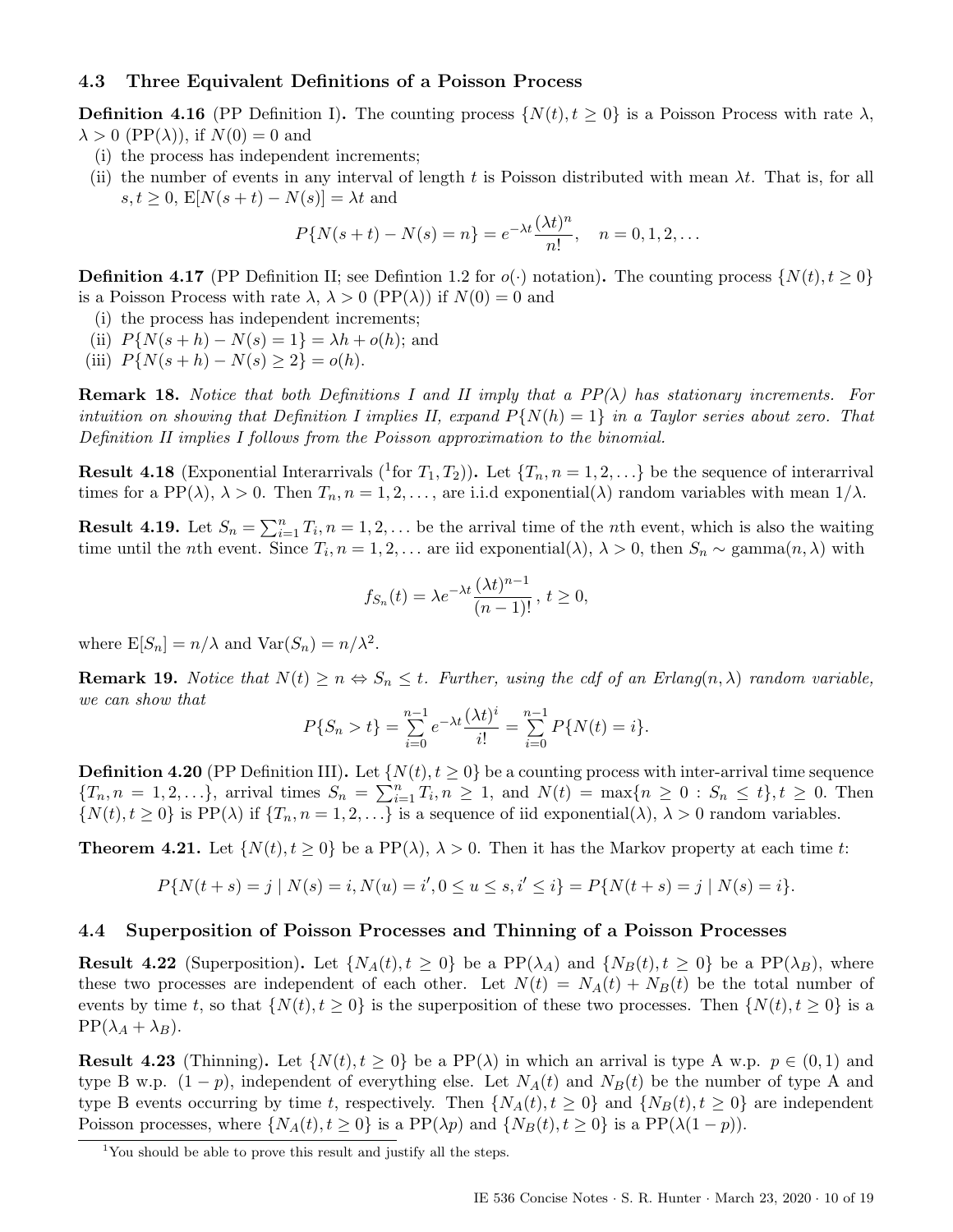## 4.3 Three Equivalent Definitions of a Poisson Process

**Definition 4.16** (PP Definition I)**.** The counting process $\{N(t), t \geq 0\}$ is a Poisson Process with rate $\lambda$, $\lambda > 0$ (PP($\lambda$)), if $N(0) = 0$ and

(i) the process has independent increments;

(ii) the number of events in any interval of length $t$ is Poisson distributed with mean $\lambda t$. That is, for all $s, t \geq 0$, $\mathrm{E}[N(s+t) - N(s)] = \lambda t$ and

$$P\{N(s+t) - N(s) = n\} = e^{-\lambda t}\frac{(\lambda t)^n}{n!}, \quad n = 0, 1, 2, \ldots$$

**Definition 4.17** (PP Definition II; see Defintion 1.2 for $o(\cdot)$ notation)**.** The counting process $\{N(t), t \geq 0\}$ is a Poisson Process with rate $\lambda$, $\lambda > 0$ (PP($\lambda$)) if $N(0) = 0$ and

(i) the process has independent increments;

(ii) $P\{N(s+h) - N(s) = 1\} = \lambda h + o(h)$; and

(iii) $P\{N(s+h) - N(s) \geq 2\} = o(h)$.

**Remark 18.** *Notice that both Definitions I and II imply that a PP($\lambda$) has stationary increments. For intuition on showing that Definition I implies II, expand $P\{N(h) = 1\}$ in a Taylor series about zero. That Definition II implies I follows from the Poisson approximation to the binomial.*

**Result 4.18** (Exponential Interarrivals ([1]for $T_1, T_2$))**.** Let $\{T_n, n = 1, 2, \ldots\}$ be the sequence of interarrival times for a PP($\lambda$), $\lambda > 0$. Then $T_n, n = 1, 2, \ldots$, are i.i.d exponential($\lambda$) random variables with mean $1/\lambda$.

**Result 4.19.** Let $S_n = \sum_{i=1}^{n} T_i, n = 1, 2, \ldots$ be the arrival time of the $n$th event, which is also the waiting time until the $n$th event. Since $T_i, n = 1, 2, \ldots$ are iid exponential($\lambda$), $\lambda > 0$, then $S_n \sim$ gamma($n, \lambda$) with

$$f_{S_n}(t) = \lambda e^{-\lambda t}\frac{(\lambda t)^{n-1}}{(n-1)!}, \; t \geq 0,$$

where $\mathrm{E}[S_n] = n/\lambda$ and $\mathrm{Var}(S_n) = n/\lambda^2$.

**Remark 19.** *Notice that $N(t) \geq n \Leftrightarrow S_n \leq t$. Further, using the cdf of an Erlang($n, \lambda$) random variable, we can show that*

$$P\{S_n > t\} = \sum_{i=0}^{n-1} e^{-\lambda t}\frac{(\lambda t)^i}{i!} = \sum_{i=0}^{n-1} P\{N(t) = i\}.$$

**Definition 4.20** (PP Definition III)**.** Let $\{N(t), t \geq 0\}$ be a counting process with inter-arrival time sequence $\{T_n, n = 1, 2, \ldots\}$, arrival times $S_n = \sum_{i=1}^{n} T_i, n \geq 1$, and $N(t) = \max\{n \geq 0 : S_n \leq t\}, t \geq 0$. Then $\{N(t), t \geq 0\}$ is PP($\lambda$) if $\{T_n, n = 1, 2, \ldots\}$ is a sequence of iid exponential($\lambda$), $\lambda > 0$ random variables.

**Theorem 4.21.** Let $\{N(t), t \geq 0\}$ be a PP($\lambda$), $\lambda > 0$. Then it has the Markov property at each time $t$:

$$P\{N(t+s) = j \mid N(s) = i, N(u) = i', 0 \leq u \leq s, i' \leq i\} = P\{N(t+s) = j \mid N(s) = i\}.$$

## 4.4 Superposition of Poisson Processes and Thinning of a Poisson Processes

**Result 4.22** (Superposition)**.** Let $\{N_A(t), t \geq 0\}$ be a PP($\lambda_A$) and $\{N_B(t), t \geq 0\}$ be a PP($\lambda_B$), where these two processes are independent of each other. Let $N(t) = N_A(t) + N_B(t)$ be the total number of events by time $t$, so that $\{N(t), t \geq 0\}$ is the superposition of these two processes. Then $\{N(t), t \geq 0\}$ is a PP($\lambda_A + \lambda_B$).

**Result 4.23** (Thinning)**.** Let $\{N(t), t \geq 0\}$ be a PP($\lambda$) in which an arrival is type A w.p. $p \in (0, 1)$ and type B w.p. $(1 - p)$, independent of everything else. Let $N_A(t)$ and $N_B(t)$ be the number of type A and type B events occurring by time $t$, respectively. Then $\{N_A(t), t \geq 0\}$ and $\{N_B(t), t \geq 0\}$ are independent Poisson processes, where $\{N_A(t), t \geq 0\}$ is a PP($\lambda p$) and $\{N_B(t), t \geq 0\}$ is a PP($\lambda(1 - p)$).

[1] You should be able to prove this result and justify all the steps.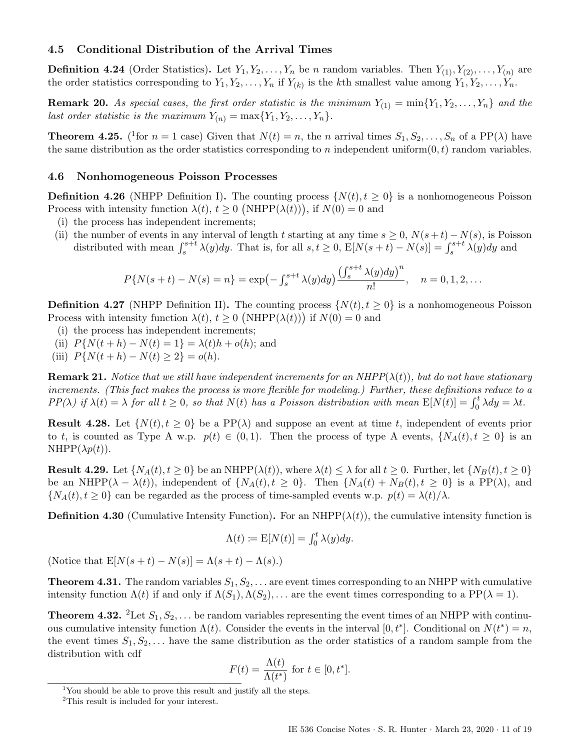## 4.5 Conditional Distribution of the Arrival Times

**Definition 4.24** (Order Statistics)**.** Let $Y_1, Y_2, \ldots, Y_n$ be $n$ random variables. Then $Y_{(1)}, Y_{(2)}, \ldots, Y_{(n)}$ are the order statistics corresponding to $Y_1, Y_2, \ldots, Y_n$ if $Y_{(k)}$ is the $k$th smallest value among $Y_1, Y_2, \ldots, Y_n$.

**Remark 20.** *As special cases, the first order statistic is the minimum $Y_{(1)} = \min\{Y_1, Y_2, \ldots, Y_n\}$ and the last order statistic is the maximum $Y_{(n)} = \max\{Y_1, Y_2, \ldots, Y_n\}$.*

**Theorem 4.25.** ([1]for $n = 1$ case) Given that $N(t) = n$, the $n$ arrival times $S_1, S_2, \ldots, S_n$ of a PP($\lambda$) have the same distribution as the order statistics corresponding to $n$ independent uniform$(0, t)$ random variables.

## 4.6 Nonhomogeneous Poisson Processes

**Definition 4.26** (NHPP Definition I)**.** The counting process $\{N(t), t \geq 0\}$ is a nonhomogeneous Poisson Process with intensity function $\lambda(t)$, $t \geq 0$ $\big(\text{NHPP}(\lambda(t))\big)$, if $N(0) = 0$ and

(i) the process has independent increments;
(ii) the number of events in any interval of length $t$ starting at any time $s \geq 0$, $N(s+t) - N(s)$, is Poisson distributed with mean $\int_s^{s+t} \lambda(y)dy$. That is, for all $s, t \geq 0$, $\text{E}[N(s+t) - N(s)] = \int_s^{s+t} \lambda(y)dy$ and

$$P\{N(s+t) - N(s) = n\} = \exp\big(-\textstyle\int_s^{s+t} \lambda(y)dy\big) \dfrac{\big(\int_s^{s+t} \lambda(y)dy\big)^n}{n!}, \quad n = 0, 1, 2, \ldots$$

**Definition 4.27** (NHPP Definition II)**.** The counting process $\{N(t), t \geq 0\}$ is a nonhomogeneous Poisson Process with intensity function $\lambda(t)$, $t \geq 0$ $\big(\text{NHPP}(\lambda(t))\big)$ if $N(0) = 0$ and

(i) the process has independent increments;
(ii) $P\{N(t+h) - N(t) = 1\} = \lambda(t)h + o(h)$; and
(iii) $P\{N(t+h) - N(t) \geq 2\} = o(h)$.

**Remark 21.** *Notice that we still have independent increments for an NHPP($\lambda(t)$), but do not have stationary increments. (This fact makes the process is more flexible for modeling.) Further, these definitions reduce to a PP($\lambda$) if $\lambda(t) = \lambda$ for all $t \geq 0$, so that $N(t)$ has a Poisson distribution with mean $\text{E}[N(t)] = \int_0^t \lambda dy = \lambda t$.*

**Result 4.28.** Let $\{N(t), t \geq 0\}$ be a PP($\lambda$) and suppose an event at time $t$, independent of events prior to $t$, is counted as Type A w.p. $p(t) \in (0, 1)$. Then the process of type A events, $\{N_A(t), t \geq 0\}$ is an NHPP($\lambda p(t)$).

**Result 4.29.** Let $\{N_A(t), t \geq 0\}$ be an NHPP($\lambda(t)$), where $\lambda(t) \leq \lambda$ for all $t \geq 0$. Further, let $\{N_B(t), t \geq 0\}$ be an NHPP($\lambda - \lambda(t)$), independent of $\{N_A(t), t \geq 0\}$. Then $\{N_A(t) + N_B(t), t \geq 0\}$ is a PP($\lambda$), and $\{N_A(t), t \geq 0\}$ can be regarded as the process of time-sampled events w.p. $p(t) = \lambda(t)/\lambda$.

**Definition 4.30** (Cumulative Intensity Function)**.** For an NHPP($\lambda(t)$), the cumulative intensity function is

$$\Lambda(t) \coloneqq \text{E}[N(t)] = \textstyle\int_0^t \lambda(y)dy.$$

(Notice that $\text{E}[N(s+t) - N(s)] = \Lambda(s+t) - \Lambda(s)$.)

**Theorem 4.31.** The random variables $S_1, S_2, \ldots$ are event times corresponding to an NHPP with cumulative intensity function $\Lambda(t)$ if and only if $\Lambda(S_1), \Lambda(S_2), \ldots$ are the event times corresponding to a PP($\lambda = 1$).

**Theorem 4.32.** [2]Let $S_1, S_2, \ldots$ be random variables representing the event times of an NHPP with continuous cumulative intensity function $\Lambda(t)$. Consider the events in the interval $[0, t^*]$. Conditional on $N(t^*) = n$, the event times $S_1, S_2, \ldots$ have the same distribution as the order statistics of a random sample from the distribution with cdf

$$F(t) = \frac{\Lambda(t)}{\Lambda(t^*)} \text{ for } t \in [0, t^*].$$

---

[1] You should be able to prove this result and justify all the steps.

[2] This result is included for your interest.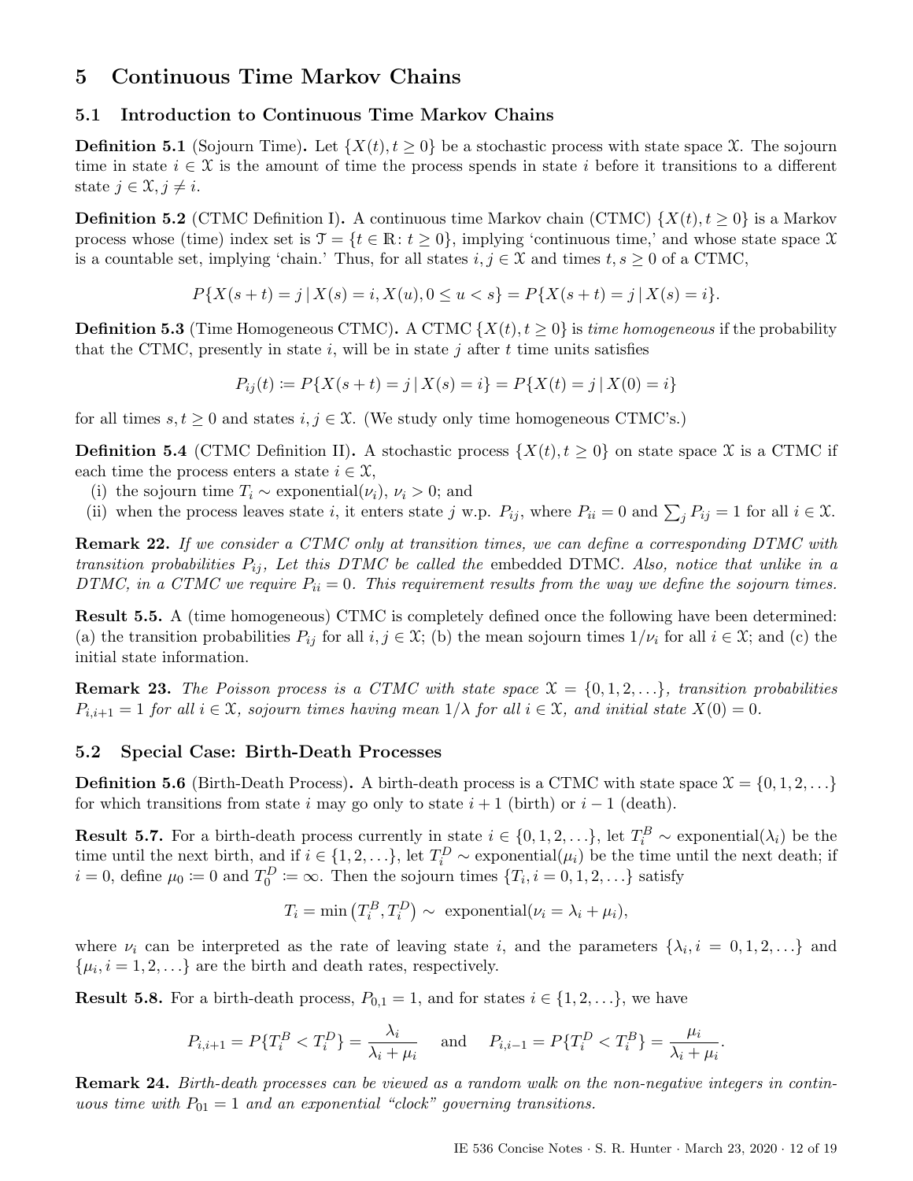# 5 Continuous Time Markov Chains

## 5.1 Introduction to Continuous Time Markov Chains

**Definition 5.1** (Sojourn Time)**.** Let $\{X(t), t \geq 0\}$ be a stochastic process with state space $\mathcal{X}$. The sojourn time in state $i \in \mathcal{X}$ is the amount of time the process spends in state $i$ before it transitions to a different state $j \in \mathcal{X}, j \neq i$.

**Definition 5.2** (CTMC Definition I)**.** A continuous time Markov chain (CTMC) $\{X(t), t \geq 0\}$ is a Markov process whose (time) index set is $\mathcal{T} = \{t \in \mathbb{R} : t \geq 0\}$, implying 'continuous time,' and whose state space $\mathcal{X}$ is a countable set, implying 'chain.' Thus, for all states $i, j \in \mathcal{X}$ and times $t, s \geq 0$ of a CTMC,

$$P\{X(s+t) = j \,|\, X(s) = i, X(u), 0 \leq u < s\} = P\{X(s+t) = j \,|\, X(s) = i\}.$$

**Definition 5.3** (Time Homogeneous CTMC)**.** A CTMC $\{X(t), t \geq 0\}$ is *time homogeneous* if the probability that the CTMC, presently in state $i$, will be in state $j$ after $t$ time units satisfies

$$P_{ij}(t) \coloneqq P\{X(s+t) = j \,|\, X(s) = i\} = P\{X(t) = j \,|\, X(0) = i\}$$

for all times $s, t \geq 0$ and states $i, j \in \mathcal{X}$. (We study only time homogeneous CTMC's.)

**Definition 5.4** (CTMC Definition II)**.** A stochastic process $\{X(t), t \geq 0\}$ on state space $\mathcal{X}$ is a CTMC if each time the process enters a state $i \in \mathcal{X}$,

(i) the sojourn time $T_i \sim$ exponential($\nu_i$), $\nu_i > 0$; and
(ii) when the process leaves state $i$, it enters state $j$ w.p. $P_{ij}$, where $P_{ii} = 0$ and $\sum_j P_{ij} = 1$ for all $i \in \mathcal{X}$.

**Remark 22.** *If we consider a CTMC only at transition times, we can define a corresponding DTMC with transition probabilities $P_{ij}$, Let this DTMC be called the* embedded DTMC*. Also, notice that unlike in a DTMC, in a CTMC we require $P_{ii} = 0$. This requirement results from the way we define the sojourn times.*

**Result 5.5.** A (time homogeneous) CTMC is completely defined once the following have been determined: (a) the transition probabilities $P_{ij}$ for all $i, j \in \mathcal{X}$; (b) the mean sojourn times $1/\nu_i$ for all $i \in \mathcal{X}$; and (c) the initial state information.

**Remark 23.** *The Poisson process is a CTMC with state space $\mathcal{X} = \{0, 1, 2, \ldots\}$, transition probabilities $P_{i,i+1} = 1$ for all $i \in \mathcal{X}$, sojourn times having mean $1/\lambda$ for all $i \in \mathcal{X}$, and initial state $X(0) = 0$.*

## 5.2 Special Case: Birth-Death Processes

**Definition 5.6** (Birth-Death Process)**.** A birth-death process is a CTMC with state space $\mathcal{X} = \{0, 1, 2, \ldots\}$ for which transitions from state $i$ may go only to state $i+1$ (birth) or $i-1$ (death).

**Result 5.7.** For a birth-death process currently in state $i \in \{0, 1, 2, \ldots\}$, let $T_i^B \sim$ exponential($\lambda_i$) be the time until the next birth, and if $i \in \{1, 2, \ldots\}$, let $T_i^D \sim$ exponential($\mu_i$) be the time until the next death; if $i = 0$, define $\mu_0 \coloneqq 0$ and $T_0^D \coloneqq \infty$. Then the sojourn times $\{T_i, i = 0, 1, 2, \ldots\}$ satisfy

$$T_i = \min\left(T_i^B, T_i^D\right) \sim \text{ exponential}(\nu_i = \lambda_i + \mu_i),$$

where $\nu_i$ can be interpreted as the rate of leaving state $i$, and the parameters $\{\lambda_i, i = 0, 1, 2, \ldots\}$ and $\{\mu_i, i = 1, 2, \ldots\}$ are the birth and death rates, respectively.

**Result 5.8.** For a birth-death process, $P_{0,1} = 1$, and for states $i \in \{1, 2, \ldots\}$, we have

$$P_{i,i+1} = P\{T_i^B < T_i^D\} = \frac{\lambda_i}{\lambda_i + \mu_i} \quad \text{ and } \quad P_{i,i-1} = P\{T_i^D < T_i^B\} = \frac{\mu_i}{\lambda_i + \mu_i}.$$

**Remark 24.** *Birth-death processes can be viewed as a random walk on the non-negative integers in continuous time with $P_{01} = 1$ and an exponential "clock" governing transitions.*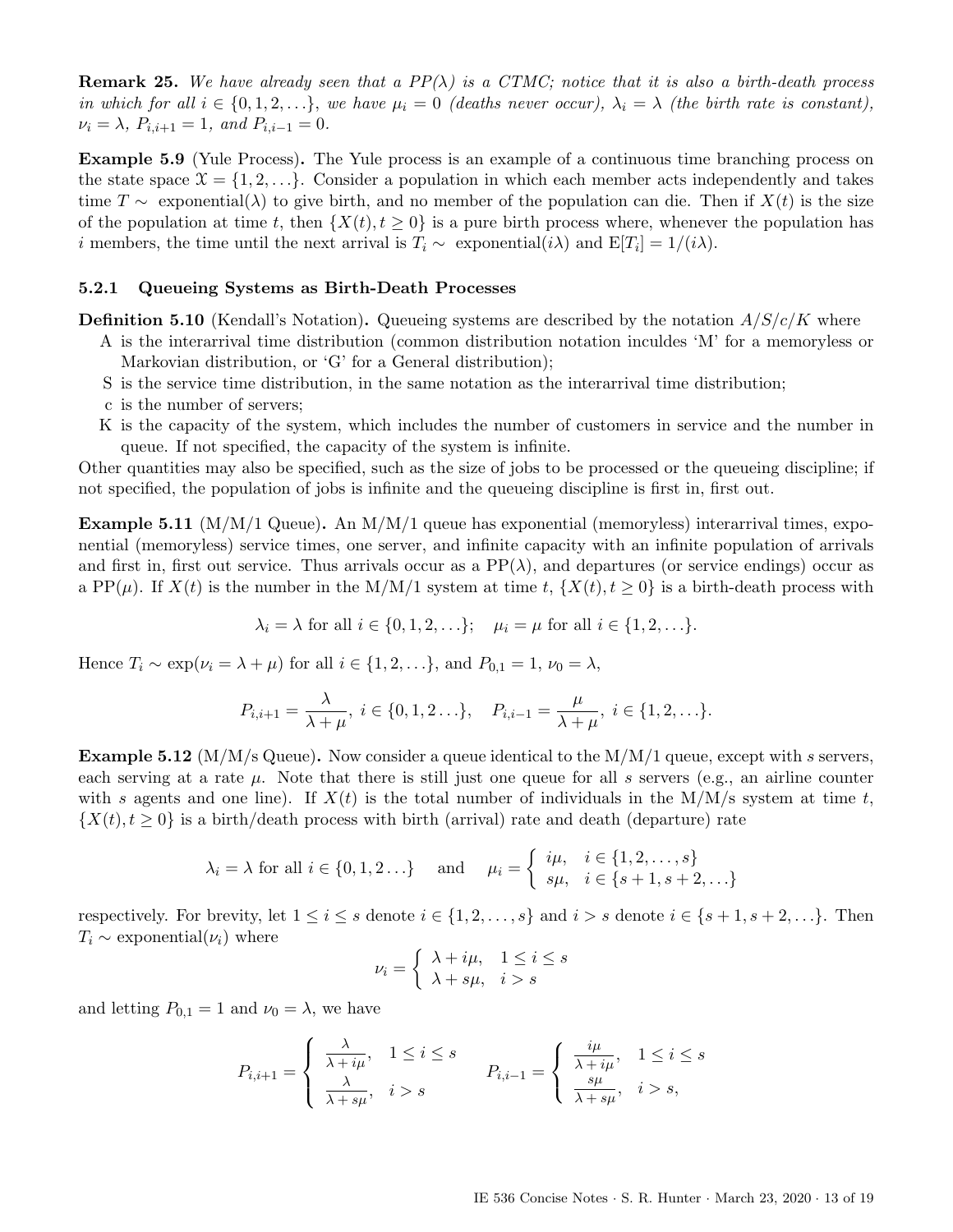**Remark 25.** *We have already seen that a PP($\lambda$) is a CTMC; notice that it is also a birth-death process in which for all $i \in \{0, 1, 2, \ldots\}$, we have $\mu_i = 0$ (deaths never occur), $\lambda_i = \lambda$ (the birth rate is constant), $\nu_i = \lambda$, $P_{i,i+1} = 1$, and $P_{i,i-1} = 0$.*

**Example 5.9** (Yule Process)**.** The Yule process is an example of a continuous time branching process on the state space $\mathcal{X} = \{1, 2, \ldots\}$. Consider a population in which each member acts independently and takes time $T \sim$ exponential($\lambda$) to give birth, and no member of the population can die. Then if $X(t)$ is the size of the population at time $t$, then $\{X(t), t \geq 0\}$ is a pure birth process where, whenever the population has $i$ members, the time until the next arrival is $T_i \sim$ exponential($i\lambda$) and $\mathrm{E}[T_i] = 1/(i\lambda)$.

### 5.2.1 Queueing Systems as Birth-Death Processes

**Definition 5.10** (Kendall's Notation)**.** Queueing systems are described by the notation $A/S/c/K$ where

- A is the interarrival time distribution (common distribution notation inculdes 'M' for a memoryless or Markovian distribution, or 'G' for a General distribution);
- S is the service time distribution, in the same notation as the interarrival time distribution;
- c is the number of servers;
- K is the capacity of the system, which includes the number of customers in service and the number in queue. If not specified, the capacity of the system is infinite.

Other quantities may also be specified, such as the size of jobs to be processed or the queueing discipline; if not specified, the population of jobs is infinite and the queueing discipline is first in, first out.

**Example 5.11** (M/M/1 Queue)**.** An M/M/1 queue has exponential (memoryless) interarrival times, exponential (memoryless) service times, one server, and infinite capacity with an infinite population of arrivals and first in, first out service. Thus arrivals occur as a PP($\lambda$), and departures (or service endings) occur as a PP($\mu$). If $X(t)$ is the number in the M/M/1 system at time $t$, $\{X(t), t \geq 0\}$ is a birth-death process with

$$\lambda_i = \lambda \text{ for all } i \in \{0, 1, 2, \ldots\}; \quad \mu_i = \mu \text{ for all } i \in \{1, 2, \ldots\}.$$

Hence $T_i \sim \exp(\nu_i = \lambda + \mu)$ for all $i \in \{1, 2, \ldots\}$, and $P_{0,1} = 1$, $\nu_0 = \lambda$,

$$P_{i,i+1} = \frac{\lambda}{\lambda + \mu},\ i \in \{0, 1, 2 \ldots\}, \quad P_{i,i-1} = \frac{\mu}{\lambda + \mu},\ i \in \{1, 2, \ldots\}.$$

**Example 5.12** (M/M/s Queue)**.** Now consider a queue identical to the M/M/1 queue, except with $s$ servers, each serving at a rate $\mu$. Note that there is still just one queue for all $s$ servers (e.g., an airline counter with $s$ agents and one line). If $X(t)$ is the total number of individuals in the M/M/s system at time $t$, $\{X(t), t \geq 0\}$ is a birth/death process with birth (arrival) rate and death (departure) rate

$$\lambda_i = \lambda \text{ for all } i \in \{0, 1, 2 \ldots\} \quad \text{and} \quad \mu_i = \begin{cases} i\mu, & i \in \{1, 2, \ldots, s\} \\ s\mu, & i \in \{s+1, s+2, \ldots\} \end{cases}$$

respectively. For brevity, let $1 \leq i \leq s$ denote $i \in \{1, 2, \ldots, s\}$ and $i > s$ denote $i \in \{s+1, s+2, \ldots\}$. Then $T_i \sim$ exponential($\nu_i$) where

$$\nu_i = \begin{cases} \lambda + i\mu, & 1 \leq i \leq s \\ \lambda + s\mu, & i > s \end{cases}$$

and letting $P_{0,1} = 1$ and $\nu_0 = \lambda$, we have

$$P_{i,i+1} = \begin{cases} \dfrac{\lambda}{\lambda + i\mu}, & 1 \leq i \leq s \\ \dfrac{\lambda}{\lambda + s\mu}, & i > s \end{cases} \qquad P_{i,i-1} = \begin{cases} \dfrac{i\mu}{\lambda + i\mu}, & 1 \leq i \leq s \\ \dfrac{s\mu}{\lambda + s\mu}, & i > s, \end{cases}$$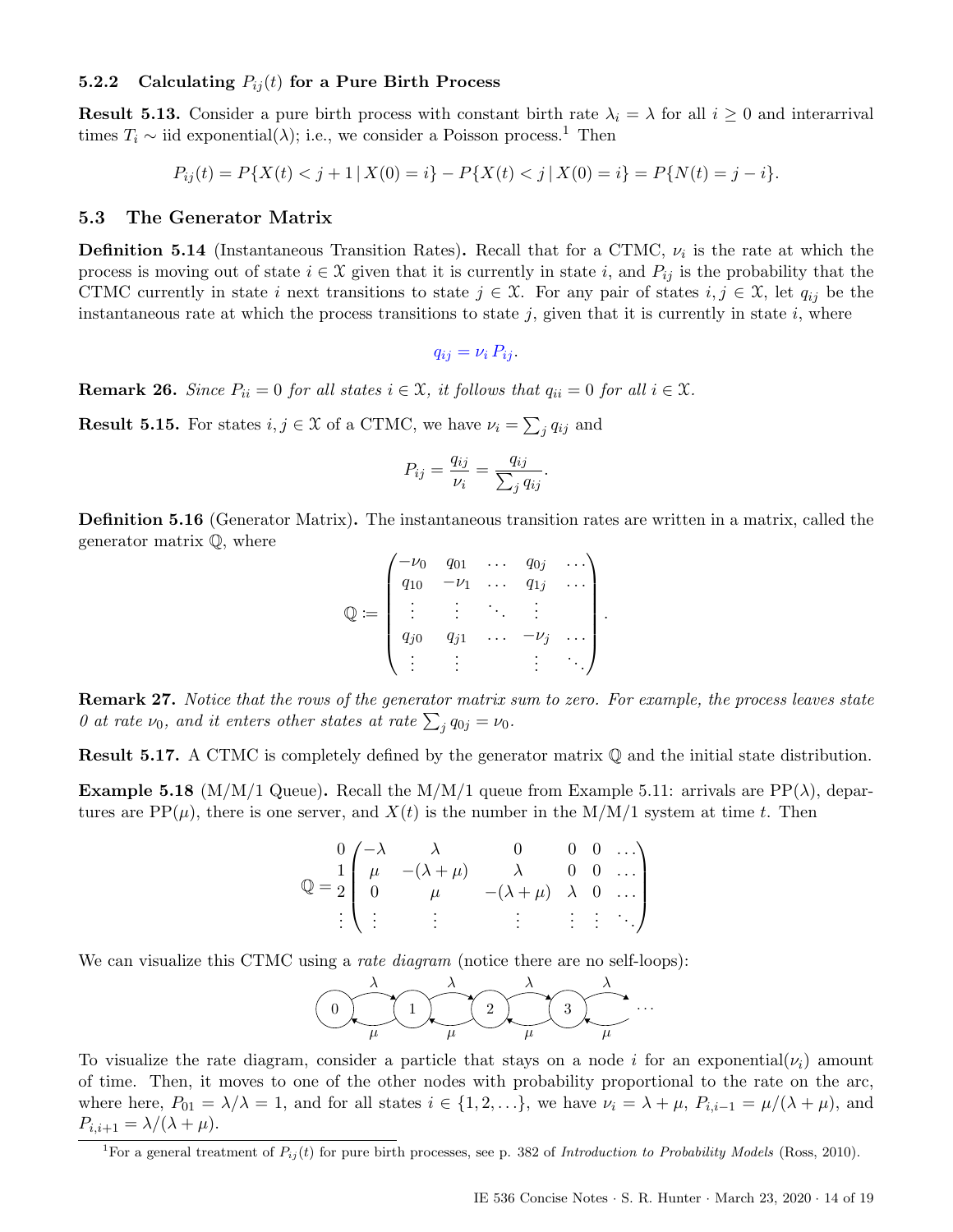### 5.2.2 Calculating $P_{ij}(t)$ for a Pure Birth Process

**Result 5.13.** Consider a pure birth process with constant birth rate $\lambda_i = \lambda$ for all $i \geq 0$ and interarrival times $T_i \sim$ iid exponential($\lambda$); i.e., we consider a Poisson process.[1] Then

$$P_{ij}(t) = P\{X(t) < j+1 \,|\, X(0) = i\} - P\{X(t) < j \,|\, X(0) = i\} = P\{N(t) = j - i\}.$$

## 5.3 The Generator Matrix

**Definition 5.14** (Instantaneous Transition Rates)**.** Recall that for a CTMC, $\nu_i$ is the rate at which the process is moving out of state $i \in \mathcal{X}$ given that it is currently in state $i$, and $P_{ij}$ is the probability that the CTMC currently in state $i$ next transitions to state $j \in \mathcal{X}$. For any pair of states $i, j \in \mathcal{X}$, let $q_{ij}$ be the instantaneous rate at which the process transitions to state $j$, given that it is currently in state $i$, where

$$q_{ij} = \nu_i \, P_{ij}.$$

**Remark 26.** *Since $P_{ii} = 0$ for all states $i \in \mathcal{X}$, it follows that $q_{ii} = 0$ for all $i \in \mathcal{X}$.*

**Result 5.15.** For states $i, j \in \mathcal{X}$ of a CTMC, we have $\nu_i = \sum_j q_{ij}$ and

$$P_{ij} = \frac{q_{ij}}{\nu_i} = \frac{q_{ij}}{\sum_j q_{ij}}.$$

**Definition 5.16** (Generator Matrix)**.** The instantaneous transition rates are written in a matrix, called the generator matrix $\mathbb{Q}$, where

$$\mathbb{Q} := \begin{pmatrix} -\nu_0 & q_{01} & \dots & q_{0j} & \dots \\ q_{10} & -\nu_1 & \dots & q_{1j} & \dots \\ \vdots & \vdots & \ddots & \vdots & \\ q_{j0} & q_{j1} & \dots & -\nu_j & \dots \\ \vdots & \vdots & & \vdots & \ddots \end{pmatrix}.$$

**Remark 27.** *Notice that the rows of the generator matrix sum to zero. For example, the process leaves state 0 at rate $\nu_0$, and it enters other states at rate $\sum_j q_{0j} = \nu_0$.*

**Result 5.17.** A CTMC is completely defined by the generator matrix $\mathbb{Q}$ and the initial state distribution.

**Example 5.18** (M/M/1 Queue)**.** Recall the M/M/1 queue from Example 5.11: arrivals are PP($\lambda$), departures are PP($\mu$), there is one server, and $X(t)$ is the number in the M/M/1 system at time $t$. Then

$$\mathbb{Q} = \begin{matrix} 0 \\ 1 \\ 2 \\ \vdots \end{matrix} \begin{pmatrix} -\lambda & \lambda & 0 & 0 & 0 & \dots \\ \mu & -(\lambda+\mu) & \lambda & 0 & 0 & \dots \\ 0 & \mu & -(\lambda+\mu) & \lambda & 0 & \dots \\ \vdots & \vdots & \vdots & \vdots & \vdots & \ddots \end{pmatrix}$$

We can visualize this CTMC using a *rate diagram* (notice there are no self-loops):

$$0 \underset{\mu}{\overset{\lambda}{\rightleftarrows}} 1 \underset{\mu}{\overset{\lambda}{\rightleftarrows}} 2 \underset{\mu}{\overset{\lambda}{\rightleftarrows}} 3 \underset{\mu}{\overset{\lambda}{\rightleftarrows}} \cdots$$

To visualize the rate diagram, consider a particle that stays on a node $i$ for an exponential($\nu_i$) amount of time. Then, it moves to one of the other nodes with probability proportional to the rate on the arc, where here, $P_{01} = \lambda/\lambda = 1$, and for all states $i \in \{1, 2, \ldots\}$, we have $\nu_i = \lambda + \mu$, $P_{i,i-1} = \mu/(\lambda + \mu)$, and $P_{i,i+1} = \lambda/(\lambda + \mu)$.

[1] For a general treatment of $P_{ij}(t)$ for pure birth processes, see p. 382 of *Introduction to Probability Models* (Ross, 2010).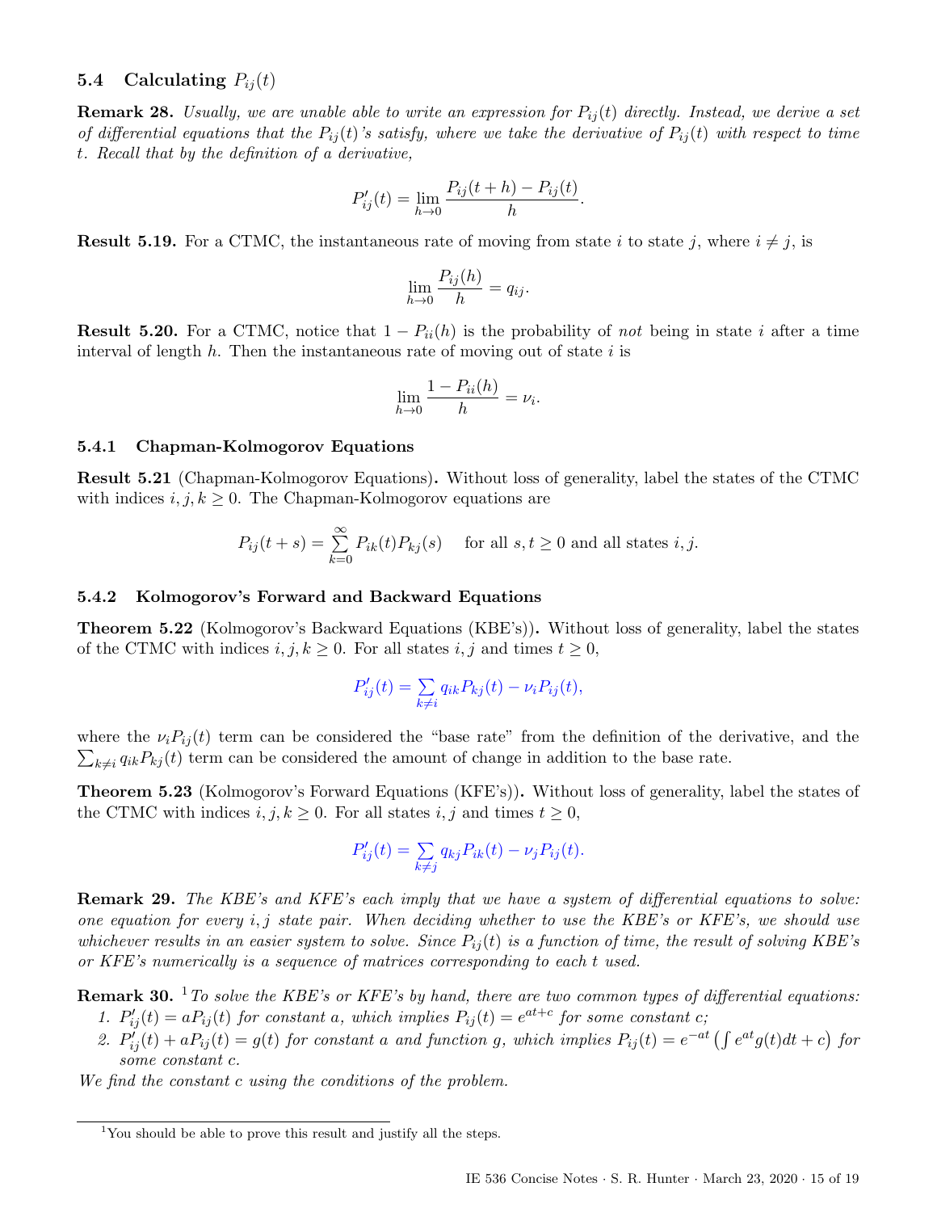### 5.4 Calculating $P_{ij}(t)$

**Remark 28.** *Usually, we are unable able to write an expression for $P_{ij}(t)$ directly. Instead, we derive a set of differential equations that the $P_{ij}(t)$'s satisfy, where we take the derivative of $P_{ij}(t)$ with respect to time $t$. Recall that by the definition of a derivative,*

$$P'_{ij}(t) = \lim_{h \to 0} \frac{P_{ij}(t+h) - P_{ij}(t)}{h}.$$

**Result 5.19.** For a CTMC, the instantaneous rate of moving from state $i$ to state $j$, where $i \neq j$, is

$$\lim_{h \to 0} \frac{P_{ij}(h)}{h} = q_{ij}.$$

**Result 5.20.** For a CTMC, notice that $1 - P_{ii}(h)$ is the probability of *not* being in state $i$ after a time interval of length $h$. Then the instantaneous rate of moving out of state $i$ is

$$\lim_{h \to 0} \frac{1 - P_{ii}(h)}{h} = \nu_i.$$

#### 5.4.1 Chapman-Kolmogorov Equations

**Result 5.21** (Chapman-Kolmogorov Equations)**.** Without loss of generality, label the states of the CTMC with indices $i, j, k \geq 0$. The Chapman-Kolmogorov equations are

$$P_{ij}(t+s) = \sum_{k=0}^{\infty} P_{ik}(t) P_{kj}(s) \quad \text{for all } s, t \geq 0 \text{ and all states } i, j.$$

#### 5.4.2 Kolmogorov's Forward and Backward Equations

**Theorem 5.22** (Kolmogorov's Backward Equations (KBE's))**.** Without loss of generality, label the states of the CTMC with indices $i, j, k \geq 0$. For all states $i, j$ and times $t \geq 0$,

$$P'_{ij}(t) = \sum_{k \neq i} q_{ik} P_{kj}(t) - \nu_i P_{ij}(t),$$

where the $\nu_i P_{ij}(t)$ term can be considered the "base rate" from the definition of the derivative, and the $\sum_{k \neq i} q_{ik} P_{kj}(t)$ term can be considered the amount of change in addition to the base rate.

**Theorem 5.23** (Kolmogorov's Forward Equations (KFE's))**.** Without loss of generality, label the states of the CTMC with indices $i, j, k \geq 0$. For all states $i, j$ and times $t \geq 0$,

$$P'_{ij}(t) = \sum_{k \neq j} q_{kj} P_{ik}(t) - \nu_j P_{ij}(t).$$

**Remark 29.** *The KBE's and KFE's each imply that we have a system of differential equations to solve: one equation for every $i, j$ state pair. When deciding whether to use the KBE's or KFE's, we should use whichever results in an easier system to solve. Since $P_{ij}(t)$ is a function of time, the result of solving KBE's or KFE's numerically is a sequence of matrices corresponding to each $t$ used.*

**Remark 30.** [1] *To solve the KBE's or KFE's by hand, there are two common types of differential equations:*

1. *$P'_{ij}(t) = aP_{ij}(t)$ for constant $a$, which implies $P_{ij}(t) = e^{at+c}$ for some constant $c$;*
2. *$P'_{ij}(t) + aP_{ij}(t) = g(t)$ for constant $a$ and function $g$, which implies $P_{ij}(t) = e^{-at}\left(\int e^{at} g(t)dt + c\right)$ for some constant $c$.*

*We find the constant $c$ using the conditions of the problem.*

---

[1] You should be able to prove this result and justify all the steps.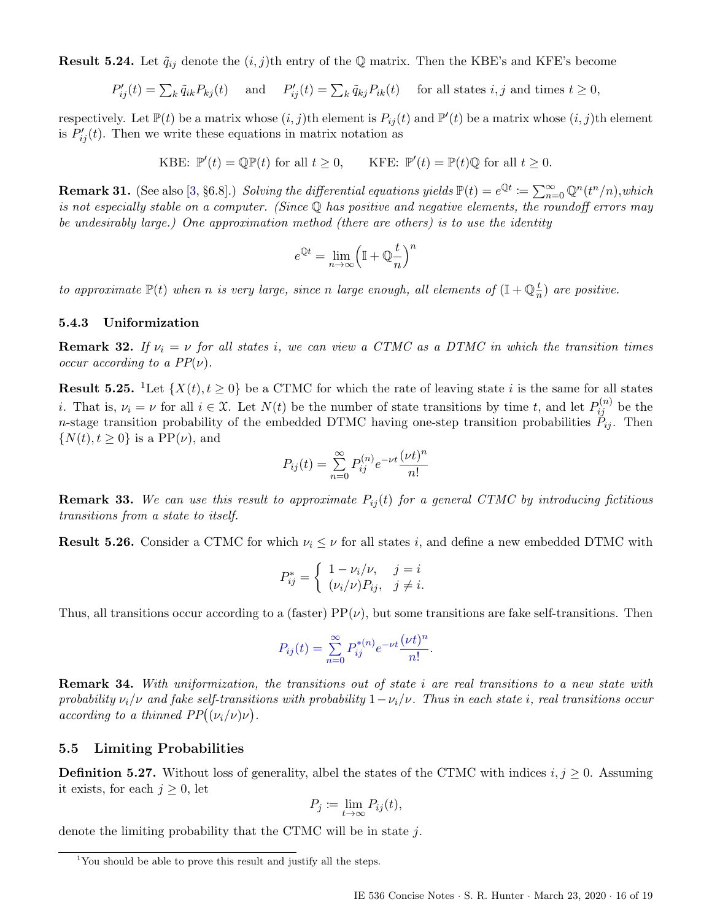**Result 5.24.** Let $\tilde{q}_{ij}$ denote the $(i, j)$th entry of the $\mathbb{Q}$ matrix. Then the KBE's and KFE's become

$$P'_{ij}(t) = \sum_k \tilde{q}_{ik} P_{kj}(t) \quad \text{and} \quad P'_{ij}(t) = \sum_k \tilde{q}_{kj} P_{ik}(t) \quad \text{for all states } i, j \text{ and times } t \geq 0,$$

respectively. Let $\mathbb{P}(t)$ be a matrix whose $(i, j)$th element is $P_{ij}(t)$ and $\mathbb{P}'(t)$ be a matrix whose $(i, j)$th element is $P'_{ij}(t)$. Then we write these equations in matrix notation as

$$\text{KBE: } \mathbb{P}'(t) = \mathbb{Q}\mathbb{P}(t) \text{ for all } t \geq 0, \qquad \text{KFE: } \mathbb{P}'(t) = \mathbb{P}(t)\mathbb{Q} \text{ for all } t \geq 0.$$

**Remark 31.** (See also [3, §6.8].) *Solving the differential equations yields $\mathbb{P}(t) = e^{\mathbb{Q}t} := \sum_{n=0}^{\infty} \mathbb{Q}^n (t^n/n)$, which is not especially stable on a computer. (Since $\mathbb{Q}$ has positive and negative elements, the roundoff errors may be undesirably large.) One approximation method (there are others) is to use the identity*

$$e^{\mathbb{Q}t} = \lim_{n \to \infty} \left( \mathbb{I} + \mathbb{Q}\frac{t}{n} \right)^n$$

*to approximate $\mathbb{P}(t)$ when $n$ is very large, since $n$ large enough, all elements of $(\mathbb{I} + \mathbb{Q}\frac{t}{n})$ are positive.*

### 5.4.3 Uniformization

**Remark 32.** *If $\nu_i = \nu$ for all states $i$, we can view a CTMC as a DTMC in which the transition times occur according to a PP($\nu$).*

**Result 5.25.** [1]Let $\{X(t), t \geq 0\}$ be a CTMC for which the rate of leaving state $i$ is the same for all states $i$. That is, $\nu_i = \nu$ for all $i \in \mathcal{X}$. Let $N(t)$ be the number of state transitions by time $t$, and let $P_{ij}^{(n)}$ be the $n$-stage transition probability of the embedded DTMC having one-step transition probabilities $P_{ij}$. Then $\{N(t), t \geq 0\}$ is a PP($\nu$), and

$$P_{ij}(t) = \sum_{n=0}^{\infty} P_{ij}^{(n)} e^{-\nu t} \frac{(\nu t)^n}{n!}$$

**Remark 33.** *We can use this result to approximate $P_{ij}(t)$ for a general CTMC by introducing fictitious transitions from a state to itself.*

**Result 5.26.** Consider a CTMC for which $\nu_i \leq \nu$ for all states $i$, and define a new embedded DTMC with

$$P^*_{ij} = \begin{cases} 1 - \nu_i/\nu, & j = i \\ (\nu_i/\nu) P_{ij}, & j \neq i. \end{cases}$$

Thus, all transitions occur according to a (faster) PP($\nu$), but some transitions are fake self-transitions. Then

$$P_{ij}(t) = \sum_{n=0}^{\infty} P_{ij}^{*(n)} e^{-\nu t} \frac{(\nu t)^n}{n!}.$$

**Remark 34.** *With uniformization, the transitions out of state $i$ are real transitions to a new state with probability $\nu_i/\nu$ and fake self-transitions with probability $1 - \nu_i/\nu$. Thus in each state $i$, real transitions occur according to a thinned PP$\big((\nu_i/\nu)\nu\big)$.*

## 5.5 Limiting Probabilities

**Definition 5.27.** Without loss of generality, albel the states of the CTMC with indices $i, j \geq 0$. Assuming it exists, for each $j \geq 0$, let

$$P_j := \lim_{t \to \infty} P_{ij}(t),$$

denote the limiting probability that the CTMC will be in state $j$.

---

[1] You should be able to prove this result and justify all the steps.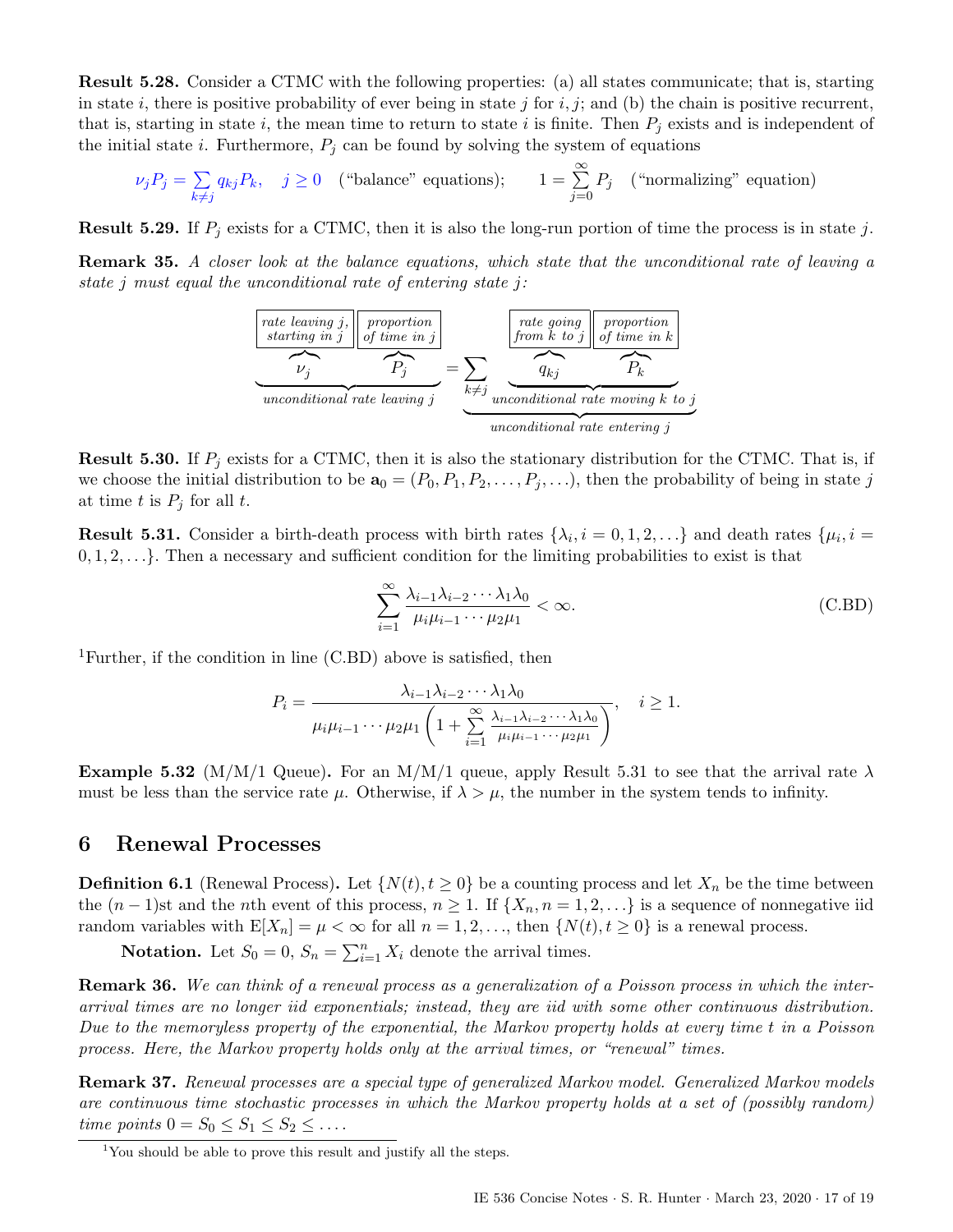**Result 5.28.** Consider a CTMC with the following properties: (a) all states communicate; that is, starting in state $i$, there is positive probability of ever being in state $j$ for $i, j$; and (b) the chain is positive recurrent, that is, starting in state $i$, the mean time to return to state $i$ is finite. Then $P_j$ exists and is independent of the initial state $i$. Furthermore, $P_j$ can be found by solving the system of equations

$$\nu_j P_j = \sum_{k \neq j} q_{kj} P_k, \quad j \geq 0 \quad \text{("balance" equations);} \qquad 1 = \sum_{j=0}^{\infty} P_j \quad \text{("normalizing" equation)}$$

**Result 5.29.** If $P_j$ exists for a CTMC, then it is also the long-run portion of time the process is in state $j$.

**Remark 35.** *A closer look at the balance equations, which state that the unconditional rate of leaving a state $j$ must equal the unconditional rate of entering state $j$:*

$$\underbrace{\overbrace{\nu_j}^{\text{rate leaving } j\text{, starting in } j} \overbrace{P_j}^{\text{proportion of time in } j}}_{\text{unconditional rate leaving } j} = \underbrace{\sum_{k \neq j} \underbrace{\overbrace{q_{kj}}^{\text{rate going from } k \text{ to } j} \overbrace{P_k}^{\text{proportion of time in } k}}_{\text{unconditional rate moving } k \text{ to } j}}_{\text{unconditional rate entering } j}$$

**Result 5.30.** If $P_j$ exists for a CTMC, then it is also the stationary distribution for the CTMC. That is, if we choose the initial distribution to be $\mathbf{a}_0 = (P_0, P_1, P_2, \ldots, P_j, \ldots)$, then the probability of being in state $j$ at time $t$ is $P_j$ for all $t$.

**Result 5.31.** Consider a birth-death process with birth rates $\{\lambda_i, i = 0, 1, 2, \ldots\}$ and death rates $\{\mu_i, i = 0, 1, 2, \ldots\}$. Then a necessary and sufficient condition for the limiting probabilities to exist is that

$$\sum_{i=1}^{\infty} \frac{\lambda_{i-1}\lambda_{i-2}\cdots\lambda_1\lambda_0}{\mu_i\mu_{i-1}\cdots\mu_2\mu_1} < \infty. \tag{C.BD}$$

[1]Further, if the condition in line (C.BD) above is satisfied, then

$$P_i = \frac{\lambda_{i-1}\lambda_{i-2}\cdots\lambda_1\lambda_0}{\mu_i\mu_{i-1}\cdots\mu_2\mu_1\left(1 + \sum_{i=1}^{\infty} \frac{\lambda_{i-1}\lambda_{i-2}\cdots\lambda_1\lambda_0}{\mu_i\mu_{i-1}\cdots\mu_2\mu_1}\right)}, \quad i \geq 1.$$

**Example 5.32** (M/M/1 Queue)**.** For an M/M/1 queue, apply Result 5.31 to see that the arrival rate $\lambda$ must be less than the service rate $\mu$. Otherwise, if $\lambda > \mu$, the number in the system tends to infinity.

## 6 Renewal Processes

**Definition 6.1** (Renewal Process)**.** Let $\{N(t), t \geq 0\}$ be a counting process and let $X_n$ be the time between the $(n-1)$st and the $n$th event of this process, $n \geq 1$. If $\{X_n, n = 1, 2, \ldots\}$ is a sequence of nonnegative iid random variables with $\mathrm{E}[X_n] = \mu < \infty$ for all $n = 1, 2, \ldots$, then $\{N(t), t \geq 0\}$ is a renewal process.

**Notation.** Let $S_0 = 0$, $S_n = \sum_{i=1}^{n} X_i$ denote the arrival times.

**Remark 36.** *We can think of a renewal process as a generalization of a Poisson process in which the inter-arrival times are no longer iid exponentials; instead, they are iid with some other continuous distribution. Due to the memoryless property of the exponential, the Markov property holds at every time $t$ in a Poisson process. Here, the Markov property holds only at the arrival times, or "renewal" times.*

**Remark 37.** *Renewal processes are a special type of generalized Markov model. Generalized Markov models are continuous time stochastic processes in which the Markov property holds at a set of (possibly random) time points $0 = S_0 \leq S_1 \leq S_2 \leq \ldots$.*

---

[1]You should be able to prove this result and justify all the steps.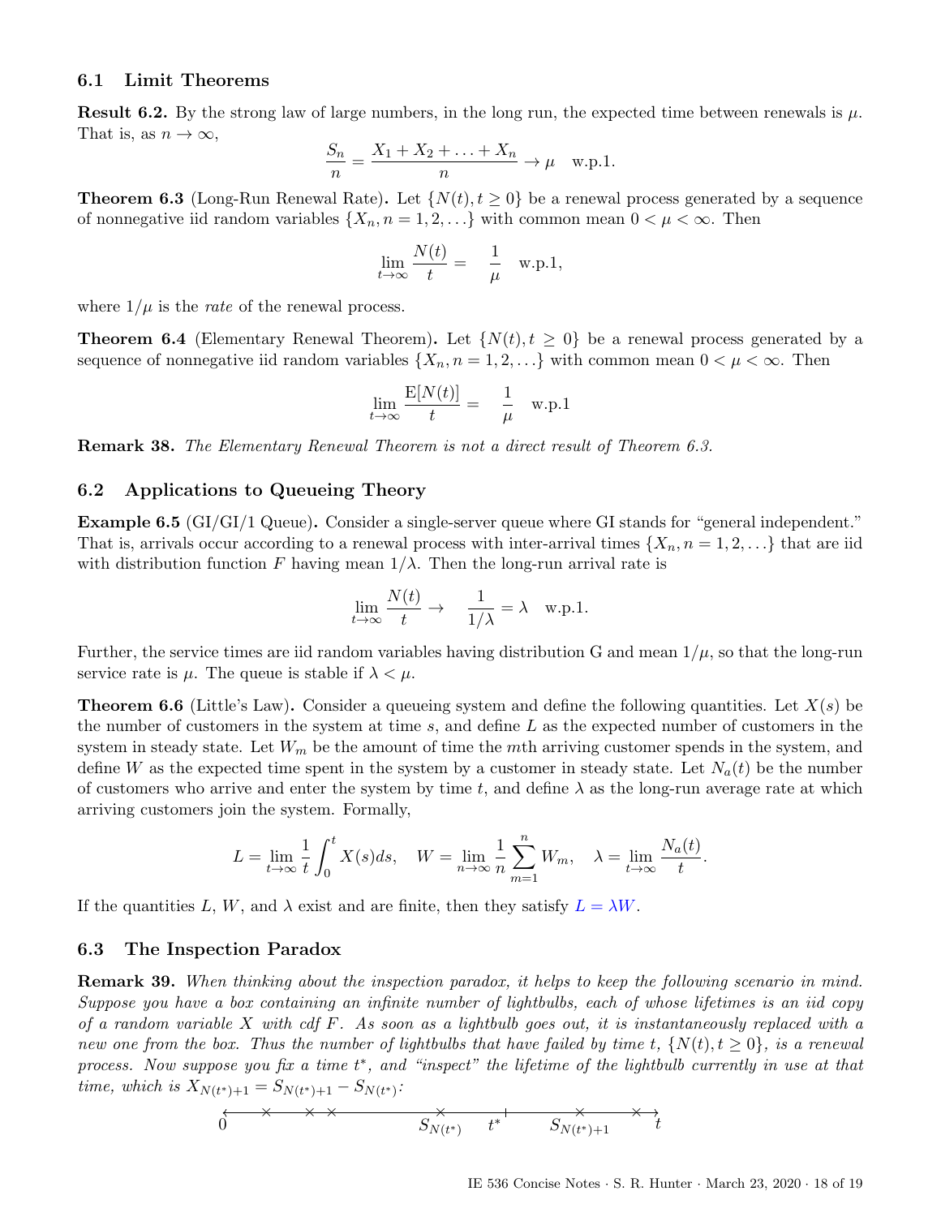## 6.1 Limit Theorems

**Result 6.2.** By the strong law of large numbers, in the long run, the expected time between renewals is $\mu$. That is, as $n \to \infty$,

$$\frac{S_n}{n} = \frac{X_1 + X_2 + \ldots + X_n}{n} \to \mu \quad \text{w.p.1.}$$

**Theorem 6.3** (Long-Run Renewal Rate)**.** Let $\{N(t), t \geq 0\}$ be a renewal process generated by a sequence of nonnegative iid random variables $\{X_n, n = 1, 2, \ldots\}$ with common mean $0 < \mu < \infty$. Then

$$\lim_{t \to \infty} \frac{N(t)}{t} = \quad \frac{1}{\mu} \quad \text{w.p.1,}$$

where $1/\mu$ is the *rate* of the renewal process.

**Theorem 6.4** (Elementary Renewal Theorem)**.** Let $\{N(t), t \geq 0\}$ be a renewal process generated by a sequence of nonnegative iid random variables $\{X_n, n = 1, 2, \ldots\}$ with common mean $0 < \mu < \infty$. Then

$$\lim_{t \to \infty} \frac{\mathrm{E}[N(t)]}{t} = \quad \frac{1}{\mu} \quad \text{w.p.1}$$

**Remark 38.** *The Elementary Renewal Theorem is not a direct result of Theorem 6.3.*

## 6.2 Applications to Queueing Theory

**Example 6.5** (GI/GI/1 Queue)**.** Consider a single-server queue where GI stands for "general independent." That is, arrivals occur according to a renewal process with inter-arrival times $\{X_n, n = 1, 2, \ldots\}$ that are iid with distribution function $F$ having mean $1/\lambda$. Then the long-run arrival rate is

$$\lim_{t \to \infty} \frac{N(t)}{t} \to \quad \frac{1}{1/\lambda} = \lambda \quad \text{w.p.1.}$$

Further, the service times are iid random variables having distribution G and mean $1/\mu$, so that the long-run service rate is $\mu$. The queue is stable if $\lambda < \mu$.

**Theorem 6.6** (Little's Law)**.** Consider a queueing system and define the following quantities. Let $X(s)$ be the number of customers in the system at time $s$, and define $L$ as the expected number of customers in the system in steady state. Let $W_m$ be the amount of time the $m$th arriving customer spends in the system, and define $W$ as the expected time spent in the system by a customer in steady state. Let $N_a(t)$ be the number of customers who arrive and enter the system by time $t$, and define $\lambda$ as the long-run average rate at which arriving customers join the system. Formally,

$$L = \lim_{t \to \infty} \frac{1}{t} \int_0^t X(s) ds, \quad W = \lim_{n \to \infty} \frac{1}{n} \sum_{m=1}^{n} W_m, \quad \lambda = \lim_{t \to \infty} \frac{N_a(t)}{t}.$$

If the quantities $L$, $W$, and $\lambda$ exist and are finite, then they satisfy $L = \lambda W$.

## 6.3 The Inspection Paradox

**Remark 39.** *When thinking about the inspection paradox, it helps to keep the following scenario in mind. Suppose you have a box containing an infinite number of lightbulbs, each of whose lifetimes is an iid copy of a random variable $X$ with cdf $F$. As soon as a lightbulb goes out, it is instantaneously replaced with a new one from the box. Thus the number of lightbulbs that have failed by time $t$, $\{N(t), t \geq 0\}$, is a renewal process. Now suppose you fix a time $t^*$, and "inspect" the lifetime of the lightbulb currently in use at that time, which is $X_{N(t^*)+1} = S_{N(t^*)+1} - S_{N(t^*)}$:*

$0$ ——×——×—×————————×—————|—————————×—————×→ $t$

$\qquad\qquad\qquad\qquad S_{N(t^*)} \quad t^* \quad S_{N(t^*)+1}$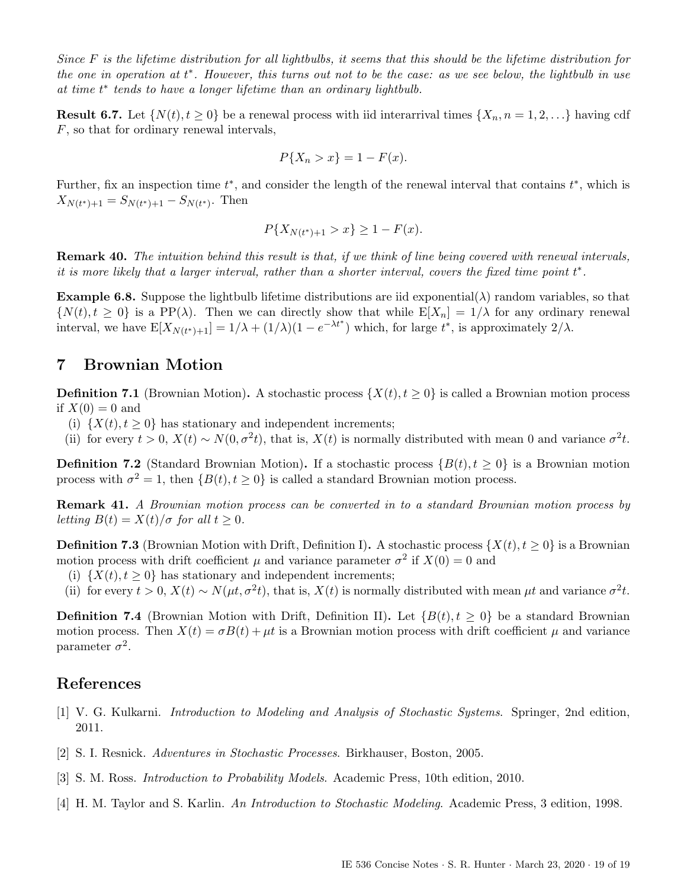*Since $F$ is the lifetime distribution for all lightbulbs, it seems that this should be the lifetime distribution for the one in operation at $t^*$. However, this turns out not to be the case: as we see below, the lightbulb in use at time $t^*$ tends to have a longer lifetime than an ordinary lightbulb.*

**Result 6.7.** Let $\{N(t), t \geq 0\}$ be a renewal process with iid interarrival times $\{X_n, n = 1, 2, \ldots\}$ having cdf $F$, so that for ordinary renewal intervals,

$$P\{X_n > x\} = 1 - F(x).$$

Further, fix an inspection time $t^*$, and consider the length of the renewal interval that contains $t^*$, which is $X_{N(t^*)+1} = S_{N(t^*)+1} - S_{N(t^*)}$. Then

$$P\{X_{N(t^*)+1} > x\} \geq 1 - F(x).$$

**Remark 40.** *The intuition behind this result is that, if we think of line being covered with renewal intervals, it is more likely that a larger interval, rather than a shorter interval, covers the fixed time point $t^*$.*

**Example 6.8.** Suppose the lightbulb lifetime distributions are iid exponential($\lambda$) random variables, so that $\{N(t), t \geq 0\}$ is a PP($\lambda$). Then we can directly show that while $\mathrm{E}[X_n] = 1/\lambda$ for any ordinary renewal interval, we have $\mathrm{E}[X_{N(t^*)+1}] = 1/\lambda + (1/\lambda)(1 - e^{-\lambda t^*})$ which, for large $t^*$, is approximately $2/\lambda$.

# 7 Brownian Motion

**Definition 7.1** (Brownian Motion)**.** A stochastic process $\{X(t), t \geq 0\}$ is called a Brownian motion process if $X(0) = 0$ and

(i) $\{X(t), t \geq 0\}$ has stationary and independent increments;

(ii) for every $t > 0$, $X(t) \sim N(0, \sigma^2 t)$, that is, $X(t)$ is normally distributed with mean 0 and variance $\sigma^2 t$.

**Definition 7.2** (Standard Brownian Motion)**.** If a stochastic process $\{B(t), t \geq 0\}$ is a Brownian motion process with $\sigma^2 = 1$, then $\{B(t), t \geq 0\}$ is called a standard Brownian motion process.

**Remark 41.** *A Brownian motion process can be converted in to a standard Brownian motion process by letting $B(t) = X(t)/\sigma$ for all $t \geq 0$.*

**Definition 7.3** (Brownian Motion with Drift, Definition I)**.** A stochastic process $\{X(t), t \geq 0\}$ is a Brownian motion process with drift coefficient $\mu$ and variance parameter $\sigma^2$ if $X(0) = 0$ and

(i) $\{X(t), t \geq 0\}$ has stationary and independent increments;

(ii) for every $t > 0$, $X(t) \sim N(\mu t, \sigma^2 t)$, that is, $X(t)$ is normally distributed with mean $\mu t$ and variance $\sigma^2 t$.

**Definition 7.4** (Brownian Motion with Drift, Definition II)**.** Let $\{B(t), t \geq 0\}$ be a standard Brownian motion process. Then $X(t) = \sigma B(t) + \mu t$ is a Brownian motion process with drift coefficient $\mu$ and variance parameter $\sigma^2$.

# References

[1] V. G. Kulkarni. *Introduction to Modeling and Analysis of Stochastic Systems.* Springer, 2nd edition, 2011.

[2] S. I. Resnick. *Adventures in Stochastic Processes.* Birkhauser, Boston, 2005.

[3] S. M. Ross. *Introduction to Probability Models.* Academic Press, 10th edition, 2010.

[4] H. M. Taylor and S. Karlin. *An Introduction to Stochastic Modeling.* Academic Press, 3 edition, 1998.